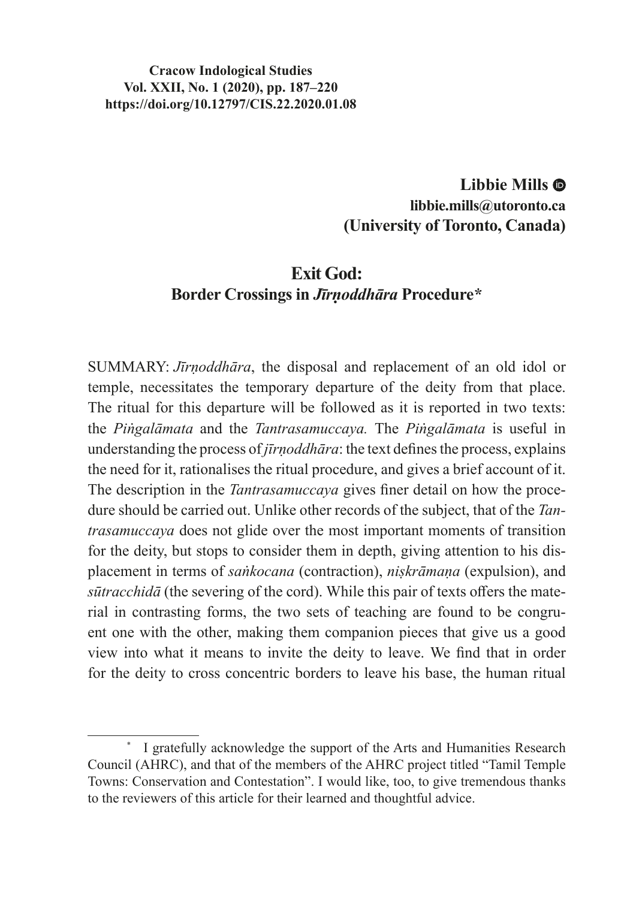**Cracow Indological Studies**
**Vol. XXII, No. 1 (2020), pp. 187–220**
**https://doi.org/10.12797/CIS.22.2020.01.08**

**Libbie Mills**
**libbie.mills@utoronto.ca**
**(University of Toronto, Canada)**

# Exit God: Border Crossings in *Jīrṇoddhāra* Procedure*

SUMMARY: *Jīrṇoddhāra*, the disposal and replacement of an old idol or temple, necessitates the temporary departure of the deity from that place. The ritual for this departure will be followed as it is reported in two texts: the *Piṅgalāmata* and the *Tantrasamuccaya.* The *Piṅgalāmata* is useful in understanding the process of *jīrṇoddhāra*: the text defines the process, explains the need for it, rationalises the ritual procedure, and gives a brief account of it. The description in the *Tantrasamuccaya* gives finer detail on how the procedure should be carried out. Unlike other records of the subject, that of the *Tantrasamuccaya* does not glide over the most important moments of transition for the deity, but stops to consider them in depth, giving attention to his displacement in terms of *saṅkocana* (contraction), *niṣkrāmaṇa* (expulsion), and *sūtracchidā* (the severing of the cord). While this pair of texts offers the material in contrasting forms, the two sets of teaching are found to be congruent one with the other, making them companion pieces that give us a good view into what it means to invite the deity to leave. We find that in order for the deity to cross concentric borders to leave his base, the human ritual

---

\* I gratefully acknowledge the support of the Arts and Humanities Research Council (AHRC), and that of the members of the AHRC project titled "Tamil Temple Towns: Conservation and Contestation". I would like, too, to give tremendous thanks to the reviewers of this article for their learned and thoughtful advice.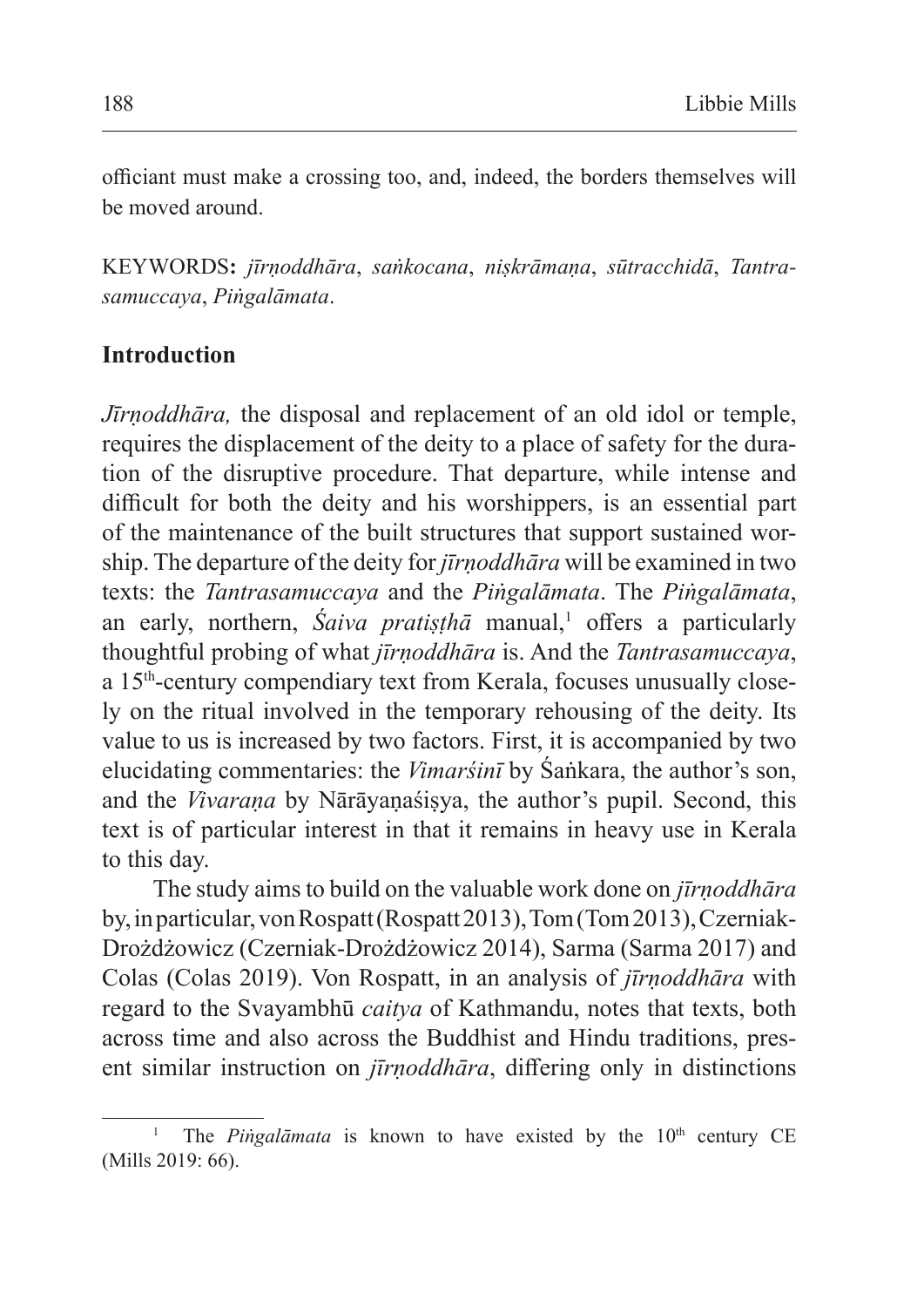officiant must make a crossing too, and, indeed, the borders themselves will be moved around.

KEYWORDS**:** *jīrṇoddhāra*, *saṅkocana*, *niṣkrāmaṇa*, *sūtracchidā*, *Tantrasamuccaya*, *Piṅgalāmata*.

## Introduction

*Jīrṇoddhāra,* the disposal and replacement of an old idol or temple, requires the displacement of the deity to a place of safety for the duration of the disruptive procedure. That departure, while intense and difficult for both the deity and his worshippers, is an essential part of the maintenance of the built structures that support sustained worship. The departure of the deity for *jīrṇoddhāra* will be examined in two texts: the *Tantrasamuccaya* and the *Piṅgalāmata*. The *Piṅgalāmata*, an early, northern, *Śaiva pratiṣṭhā* manual,[1] offers a particularly thoughtful probing of what *jīrṇoddhāra* is. And the *Tantrasamuccaya*, a 15th-century compendiary text from Kerala, focuses unusually closely on the ritual involved in the temporary rehousing of the deity. Its value to us is increased by two factors. First, it is accompanied by two elucidating commentaries: the *Vimarśinī* by Śaṅkara, the author's son, and the *Vivaraṇa* by Nārāyaṇaśiṣya, the author's pupil. Second, this text is of particular interest in that it remains in heavy use in Kerala to this day.

The study aims to build on the valuable work done on *jīrṇoddhāra* by, in particular, von Rospatt (Rospatt 2013), Tom (Tom 2013), Czerniak-Drożdżowicz (Czerniak-Drożdżowicz 2014), Sarma (Sarma 2017) and Colas (Colas 2019). Von Rospatt, in an analysis of *jīrṇoddhāra* with regard to the Svayambhū *caitya* of Kathmandu, notes that texts, both across time and also across the Buddhist and Hindu traditions, present similar instruction on *jīrṇoddhāra*, differing only in distinctions

---

[1] The *Piṅgalāmata* is known to have existed by the 10th century CE (Mills 2019: 66).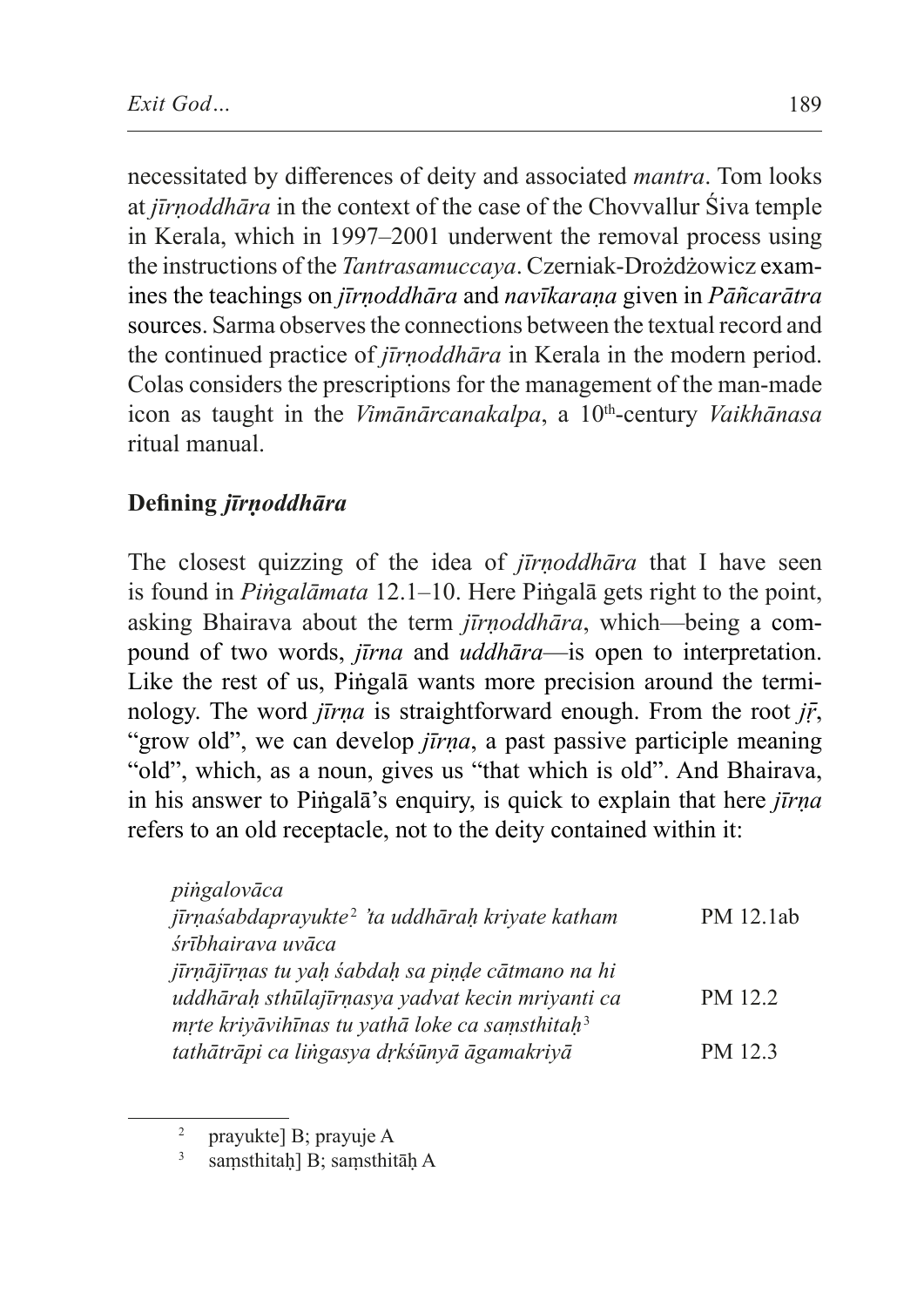necessitated by differences of deity and associated *mantra*. Tom looks at *jīrṇoddhāra* in the context of the case of the Chovvallur Śiva temple in Kerala, which in 1997–2001 underwent the removal process using the instructions of the *Tantrasamuccaya*. Czerniak-Drożdżowicz examines the teachings on *jīrṇoddhāra* and *navīkaraṇa* given in *Pāñcarātra* sources. Sarma observes the connections between the textual record and the continued practice of *jīrṇoddhāra* in Kerala in the modern period. Colas considers the prescriptions for the management of the man-made icon as taught in the *Vimānārcanakalpa*, a 10th-century *Vaikhānasa* ritual manual.

## Defining *jīrṇoddhāra*

The closest quizzing of the idea of *jīrṇoddhāra* that I have seen is found in *Piṅgalāmata* 12.1–10. Here Piṅgalā gets right to the point, asking Bhairava about the term *jīrṇoddhāra*, which—being a compound of two words, *jīrna* and *uddhāra*—is open to interpretation. Like the rest of us, Piṅgalā wants more precision around the terminology. The word *jīrṇa* is straightforward enough. From the root *jṝ*, "grow old", we can develop *jīrṇa*, a past passive participle meaning "old", which, as a noun, gives us "that which is old". And Bhairava, in his answer to Piṅgalā's enquiry, is quick to explain that here *jīrṇa* refers to an old receptacle, not to the deity contained within it:

*piṅgalovāca*
*jīrṇaśabdaprayukte*[2] *'ta uddhāraḥ kriyate katham* — PM 12.1ab
*śrībhairava uvāca*
*jīrṇājīrṇas tu yaḥ śabdaḥ sa piṇḍe cātmano na hi*
*uddhāraḥ sthūlajīrṇasya yadvat kecin mriyanti ca* — PM 12.2
*mṛte kriyāvihīnas tu yathā loke ca saṃsthitaḥ*[3]
*tathātrāpi ca liṅgasya dṛkśūnyā āgamakriyā* — PM 12.3

---

[2] prayukte] B; prayuje A

[3] saṃsthitaḥ] B; saṃsthitāḥ A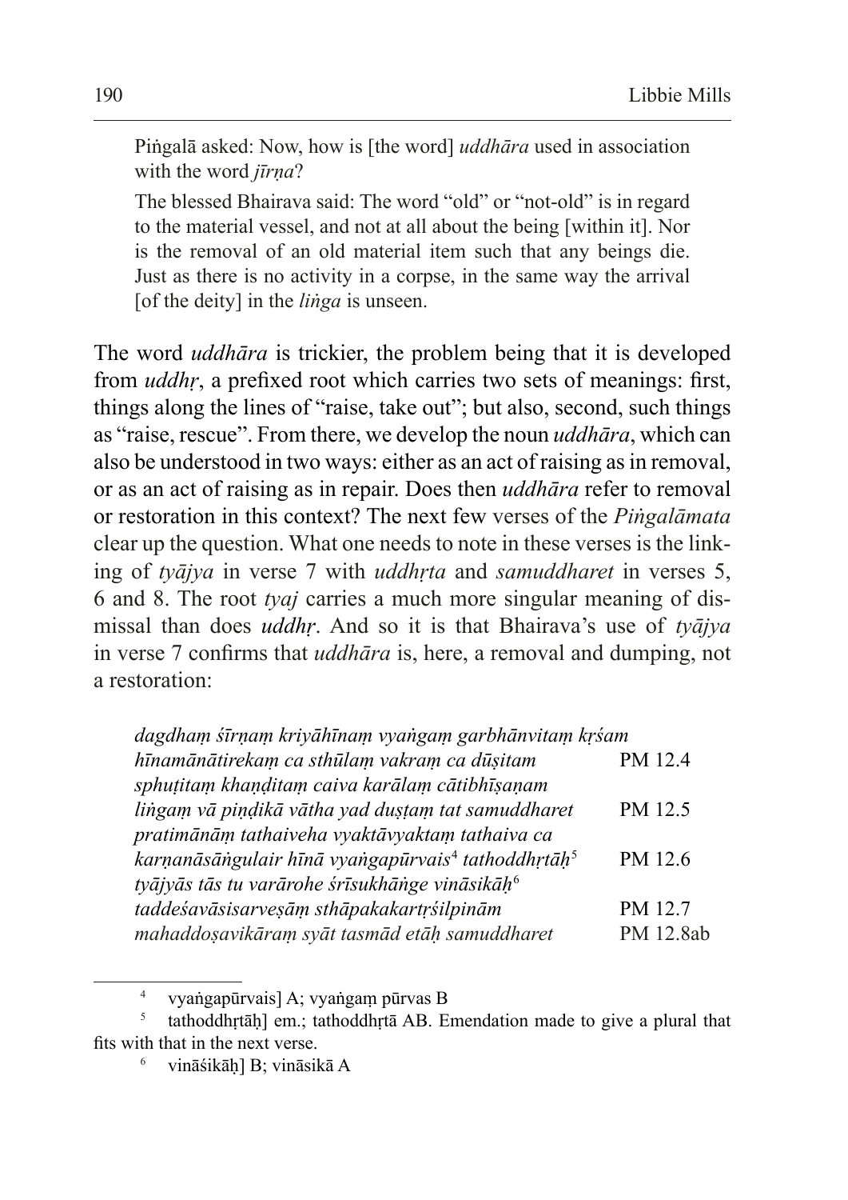> Piṅgalā asked: Now, how is [the word] *uddhāra* used in association with the word *jīrṇa*?
>
> The blessed Bhairava said: The word "old" or "not-old" is in regard to the material vessel, and not at all about the being [within it]. Nor is the removal of an old material item such that any beings die. Just as there is no activity in a corpse, in the same way the arrival [of the deity] in the *liṅga* is unseen.

The word *uddhāra* is trickier, the problem being that it is developed from *uddhṛ*, a prefixed root which carries two sets of meanings: first, things along the lines of "raise, take out"; but also, second, such things as "raise, rescue". From there, we develop the noun *uddhāra*, which can also be understood in two ways: either as an act of raising as in removal, or as an act of raising as in repair. Does then *uddhāra* refer to removal or restoration in this context? The next few verses of the *Piṅgalāmata* clear up the question. What one needs to note in these verses is the linking of *tyājya* in verse 7 with *uddhṛta* and *samuddharet* in verses 5, 6 and 8. The root *tyaj* carries a much more singular meaning of dismissal than does *uddhṛ*. And so it is that Bhairava's use of *tyājya* in verse 7 confirms that *uddhāra* is, here, a removal and dumping, not a restoration:

> *dagdhaṃ śīrṇaṃ kriyāhīnaṃ vyaṅgaṃ garbhānvitaṃ kṛśam*
> *hīnamānātirekaṃ ca sthūlaṃ vakraṃ ca dūṣitam* PM 12.4
> *sphuṭitaṃ khaṇḍitaṃ caiva karālaṃ cātibhīṣaṇam*
> *liṅgaṃ vā piṇḍikā vātha yad duṣṭaṃ tat samuddharet* PM 12.5
> *pratimānāṃ tathaiveha vyaktāvyaktaṃ tathaiva ca*
> *karṇanāsāṅgulair hīnā vyaṅgapūrvais*[4] *tathoddhṛtāḥ*[5] PM 12.6
> *tyājyās tās tu varārohe śrīsukhāṅge vināśikāḥ*[6]
> *taddeśavāsisarveṣāṃ sthāpakakartṛśilpinām* PM 12.7
> *mahaddoṣavikāraṃ syāt tasmād etāḥ samuddharet* PM 12.8ab

[4] vyaṅgapūrvais] A; vyaṅgaṃ pūrvas B

[5] tathoddhṛtāḥ] em.; tathoddhṛtā AB. Emendation made to give a plural that fits with that in the next verse.

[6] vināśikāḥ] B; vināsikā A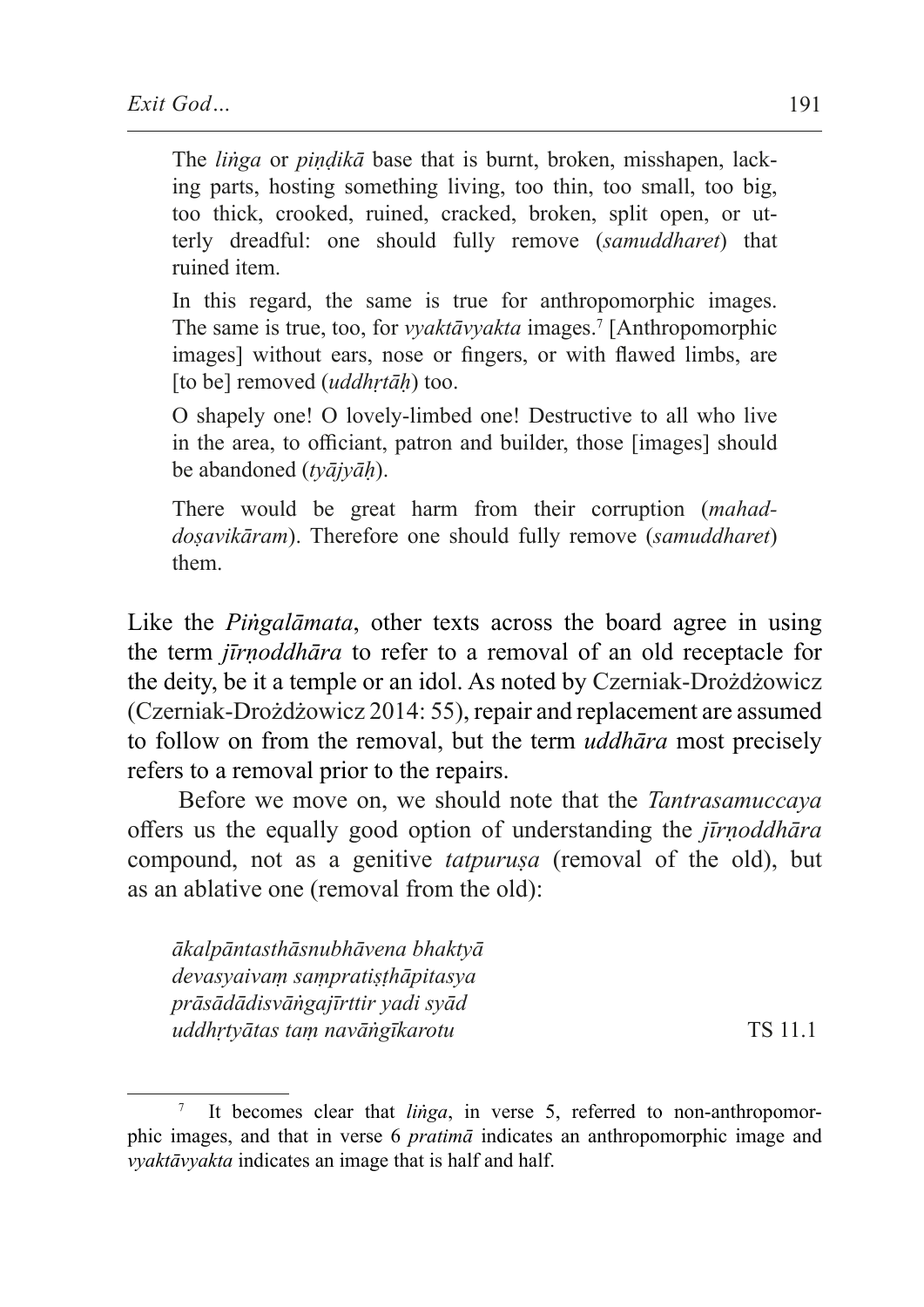The *liṅga* or *piṇḍikā* base that is burnt, broken, misshapen, lacking parts, hosting something living, too thin, too small, too big, too thick, crooked, ruined, cracked, broken, split open, or utterly dreadful: one should fully remove (*samuddharet*) that ruined item.

In this regard, the same is true for anthropomorphic images. The same is true, too, for *vyaktāvyakta* images.[7] [Anthropomorphic images] without ears, nose or fingers, or with flawed limbs, are [to be] removed (*uddhṛtāḥ*) too.

O shapely one! O lovely-limbed one! Destructive to all who live in the area, to officiant, patron and builder, those [images] should be abandoned (*tyājyāḥ*).

There would be great harm from their corruption (*mahaddoṣavikāram*). Therefore one should fully remove (*samuddharet*) them.

Like the *Piṅgalāmata*, other texts across the board agree in using the term *jīrṇoddhāra* to refer to a removal of an old receptacle for the deity, be it a temple or an idol. As noted by Czerniak-Drożdżowicz (Czerniak-Drożdżowicz 2014: 55), repair and replacement are assumed to follow on from the removal, but the term *uddhāra* most precisely refers to a removal prior to the repairs.

Before we move on, we should note that the *Tantrasamuccaya* offers us the equally good option of understanding the *jīrṇoddhāra* compound, not as a genitive *tatpuruṣa* (removal of the old), but as an ablative one (removal from the old):

*ākalpāntasthāsnubhāvena bhaktyā*
*devasyaivaṃ saṃpratiṣṭhāpitasya*
*prāsādādisvāṅgajīrttir yadi syād*
*uddhṛtyātas taṃ navāṅgīkarotu* TS 11.1

[7] It becomes clear that *liṅga*, in verse 5, referred to non-anthropomorphic images, and that in verse 6 *pratimā* indicates an anthropomorphic image and *vyaktāvyakta* indicates an image that is half and half.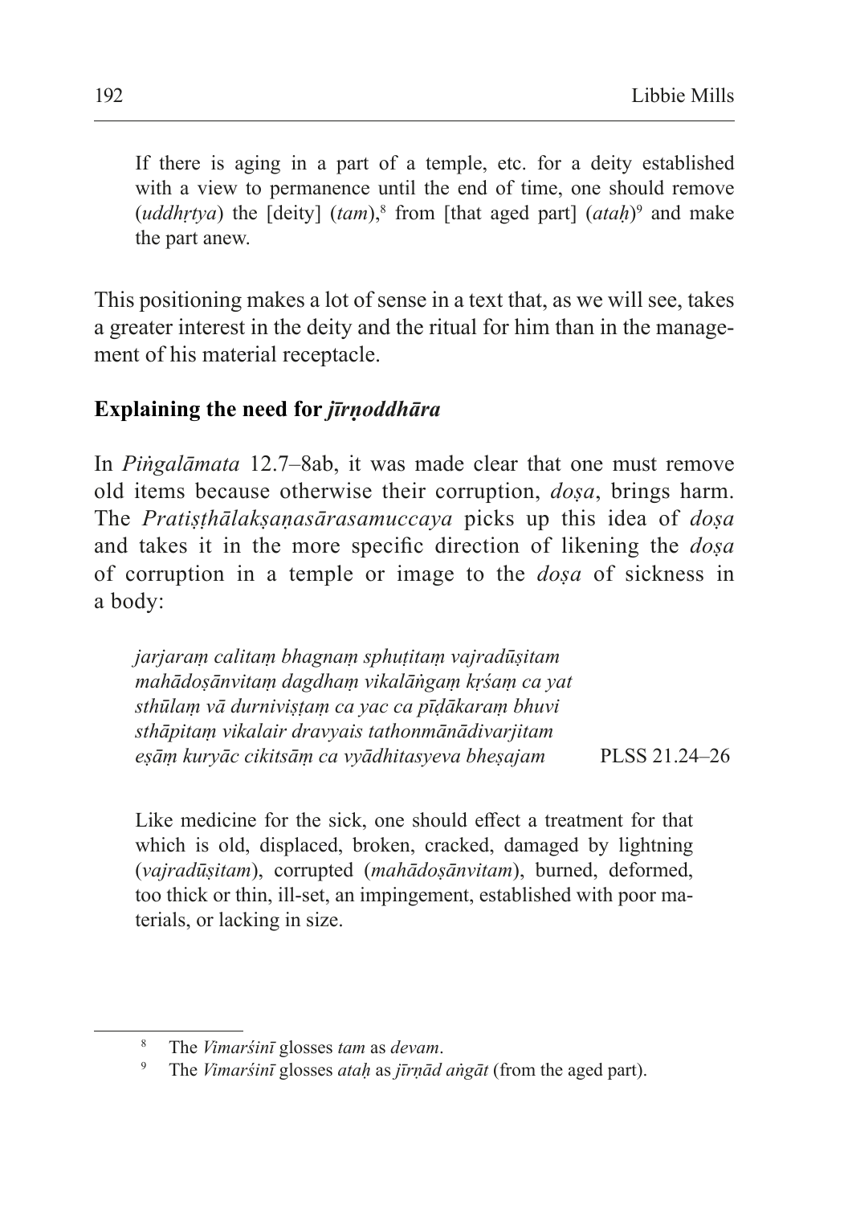If there is aging in a part of a temple, etc. for a deity established with a view to permanence until the end of time, one should remove (*uddhṛtya*) the [deity] (*tam*),[8] from [that aged part] (*ataḥ*)[9] and make the part anew.

This positioning makes a lot of sense in a text that, as we will see, takes a greater interest in the deity and the ritual for him than in the management of his material receptacle.

## Explaining the need for *jīrṇoddhāra*

In *Piṅgalāmata* 12.7–8ab, it was made clear that one must remove old items because otherwise their corruption, *doṣa*, brings harm. The *Pratiṣṭhālakṣaṇasārasamuccaya* picks up this idea of *doṣa* and takes it in the more specific direction of likening the *doṣa* of corruption in a temple or image to the *doṣa* of sickness in a body:

> *jarjaraṃ calitaṃ bhagnaṃ sphuṭitaṃ vajradūṣitam*
> *mahādoṣānvitaṃ dagdhaṃ vikalāṅgaṃ kṛśaṃ ca yat*
> *sthūlaṃ vā durniviṣṭaṃ ca yac ca pīḍākaraṃ bhuvi*
> *sthāpitaṃ vikalair dravyais tathonmānādivarjitam*
> *eṣāṃ kuryāc cikitsāṃ ca vyādhitasyeva bheṣajam* PLSS 21.24–26

> Like medicine for the sick, one should effect a treatment for that which is old, displaced, broken, cracked, damaged by lightning (*vajradūṣitam*), corrupted (*mahādoṣānvitam*), burned, deformed, too thick or thin, ill-set, an impingement, established with poor materials, or lacking in size.

---

[8] The *Vimarśinī* glosses *tam* as *devam*.

[9] The *Vimarśinī* glosses *ataḥ* as *jīrṇād aṅgāt* (from the aged part).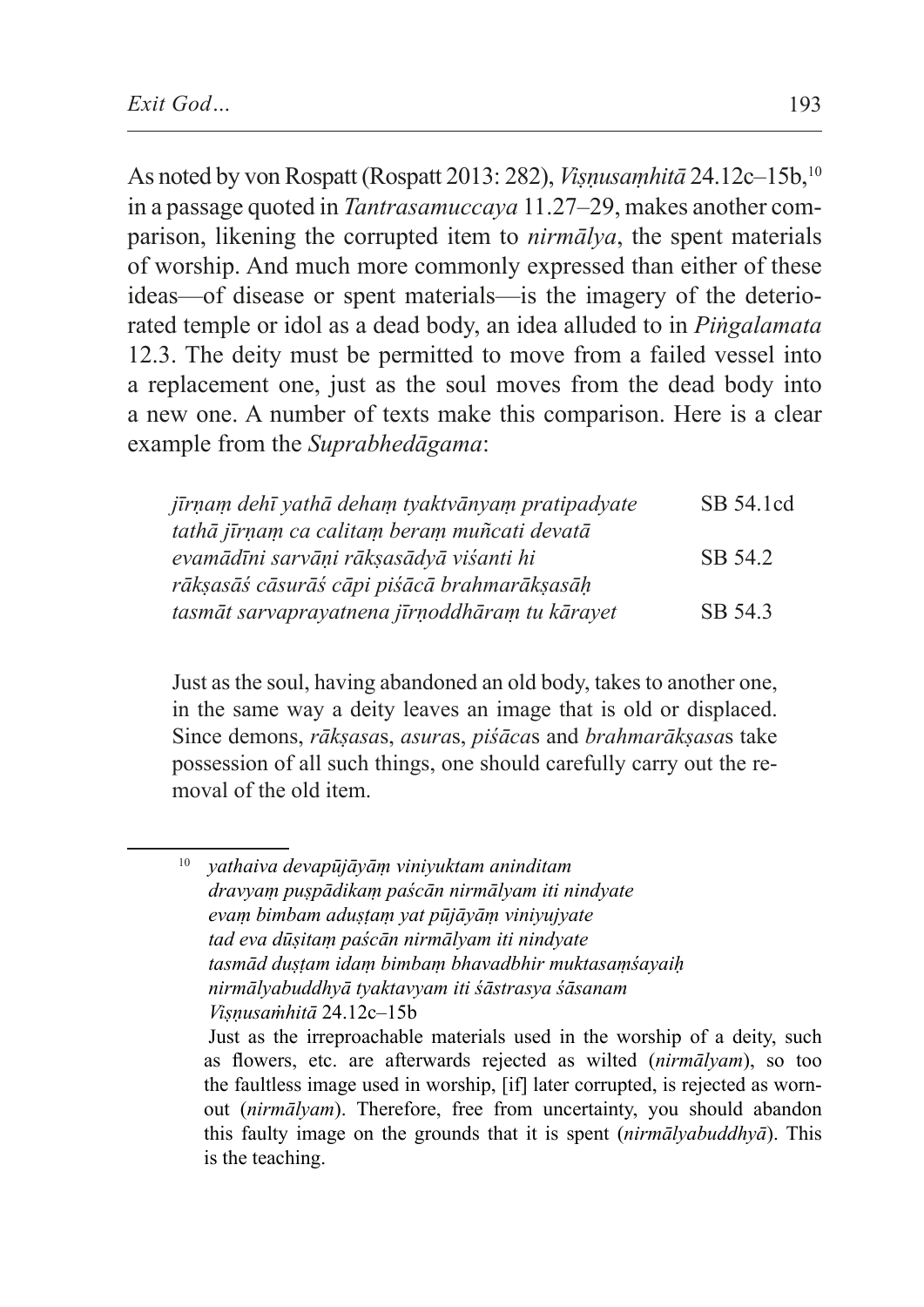As noted by von Rospatt (Rospatt 2013: 282), *Viṣṇusaṃhitā* 24.12c–15b,[10] in a passage quoted in *Tantrasamuccaya* 11.27–29, makes another comparison, likening the corrupted item to *nirmālya*, the spent materials of worship. And much more commonly expressed than either of these ideas—of disease or spent materials—is the imagery of the deteriorated temple or idol as a dead body, an idea alluded to in *Piṅgalamata* 12.3. The deity must be permitted to move from a failed vessel into a replacement one, just as the soul moves from the dead body into a new one. A number of texts make this comparison. Here is a clear example from the *Suprabhedāgama*:

| | |
|---|---|
| *jīrṇaṃ dehī yathā dehaṃ tyaktvānyaṃ pratipadyate* | SB 54.1cd |
| *tathā jīrṇaṃ ca calitaṃ beraṃ muñcati devatā* | |
| *evamādīni sarvāṇi rākṣasādyā viśanti hi* | SB 54.2 |
| *rākṣasāś cāsurāś cāpi piśācā brahmarākṣasāḥ* | |
| *tasmāt sarvaprayatnena jīrṇoddhāraṃ tu kārayet* | SB 54.3 |

Just as the soul, having abandoned an old body, takes to another one, in the same way a deity leaves an image that is old or displaced. Since demons, *rākṣasa*s, *asura*s, *piśāca*s and *brahmarākṣasa*s take possession of all such things, one should carefully carry out the removal of the old item.

---

[10] *yathaiva devapūjāyāṃ viniyuktam aninditam*
*dravyaṃ puṣpādikaṃ paścān nirmālyam iti nindyate*
*evaṃ bimbam aduṣṭaṃ yat pūjāyāṃ viniyujyate*
*tad eva dūṣitaṃ paścān nirmālyam iti nindyate*
*tasmād duṣṭam idaṃ bimbaṃ bhavadbhir muktasaṃśayaiḥ*
*nirmālyabuddhyā tyaktavyam iti śāstrasya śāsanam*
*Viṣṇusaṁhitā* 24.12c–15b

Just as the irreproachable materials used in the worship of a deity, such as flowers, etc. are afterwards rejected as wilted (*nirmālyam*), so too the faultless image used in worship, [if] later corrupted, is rejected as worn-out (*nirmālyam*). Therefore, free from uncertainty, you should abandon this faulty image on the grounds that it is spent (*nirmālyabuddhyā*). This is the teaching.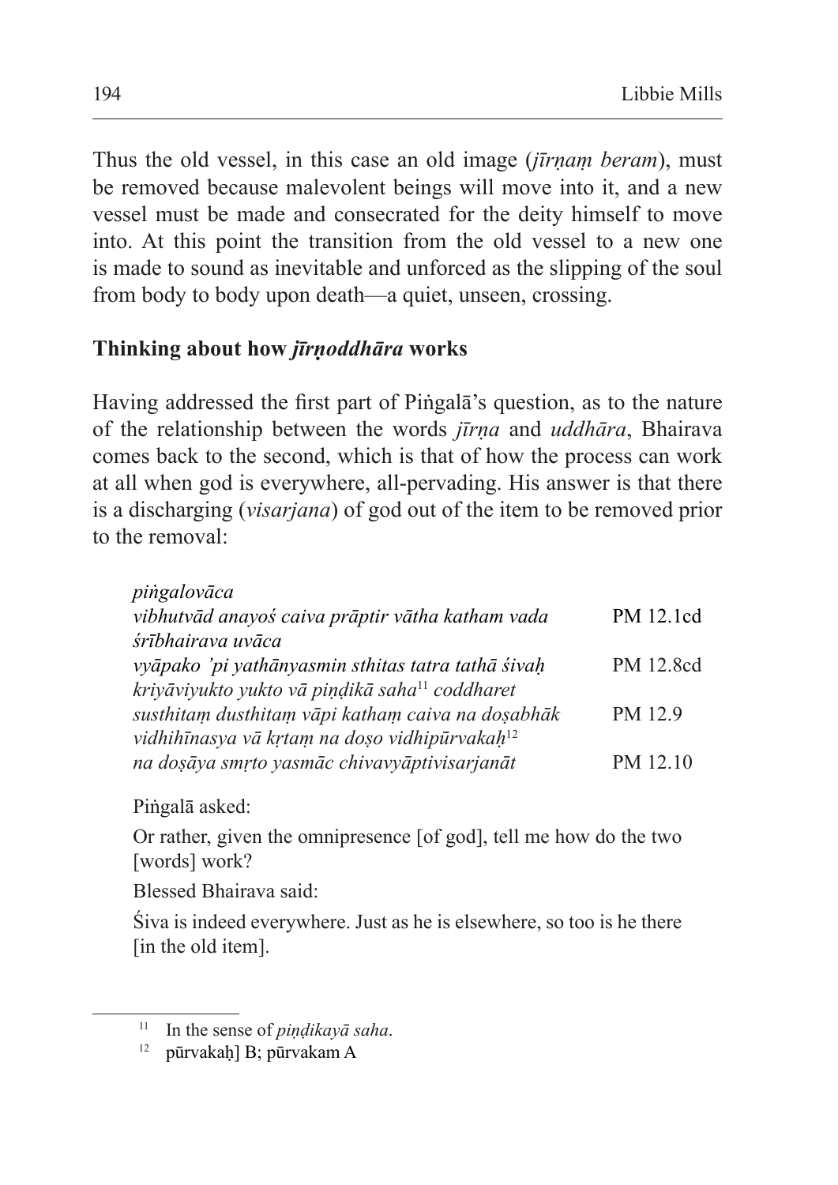Thus the old vessel, in this case an old image (*jīrṇaṃ beram*), must be removed because malevolent beings will move into it, and a new vessel must be made and consecrated for the deity himself to move into. At this point the transition from the old vessel to a new one is made to sound as inevitable and unforced as the slipping of the soul from body to body upon death—a quiet, unseen, crossing.

## Thinking about how *jīrṇoddhāra* works

Having addressed the first part of Piṅgalā's question, as to the nature of the relationship between the words *jīrṇa* and *uddhāra*, Bhairava comes back to the second, which is that of how the process can work at all when god is everywhere, all-pervading. His answer is that there is a discharging (*visarjana*) of god out of the item to be removed prior to the removal:

> *piṅgalovāca*
> *vibhutvād anayoś caiva prāptir vātha katham vada* PM 12.1cd
> *śrībhairava uvāca*
> *vyāpako 'pi yathānyasmin sthitas tatra tathā śivaḥ* PM 12.8cd
> *kriyāviyukto yukto vā piṇḍikā saha*[11] *coddharet*
> *susthitaṃ dusthitaṃ vāpi kathaṃ caiva na doṣabhāk* PM 12.9
> *vidhihīnasya vā kṛtaṃ na doṣo vidhipūrvakaḥ*[12]
> *na doṣāya smṛto yasmāc chivavyāptivisarjanāt* PM 12.10
>
> Piṅgalā asked:
>
> Or rather, given the omnipresence [of god], tell me how do the two [words] work?
>
> Blessed Bhairava said:
>
> Śiva is indeed everywhere. Just as he is elsewhere, so too is he there [in the old item].

---

[11] In the sense of *piṇḍikayā saha*.

[12] pūrvakaḥ] B; pūrvakam A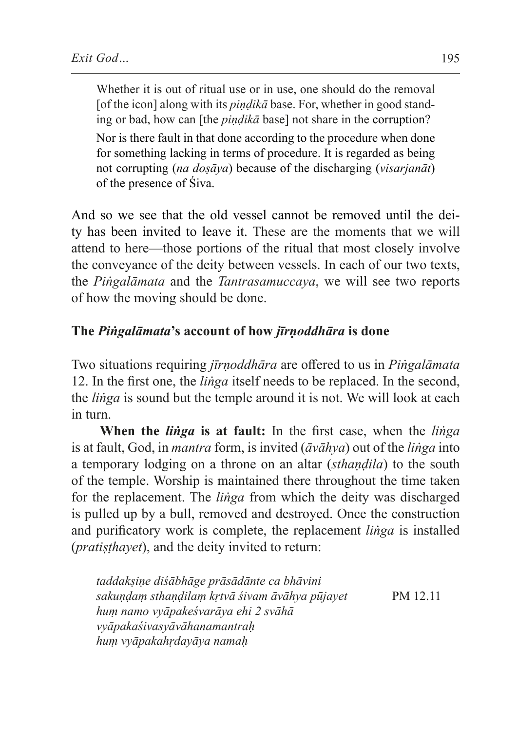> Whether it is out of ritual use or in use, one should do the removal [of the icon] along with its *piṇḍikā* base. For, whether in good standing or bad, how can [the *piṇḍikā* base] not share in the corruption?
>
> Nor is there fault in that done according to the procedure when done for something lacking in terms of procedure. It is regarded as being not corrupting (*na doṣāya*) because of the discharging (*visarjanāt*) of the presence of Śiva.

And so we see that the old vessel cannot be removed until the deity has been invited to leave it. These are the moments that we will attend to here—those portions of the ritual that most closely involve the conveyance of the deity between vessels. In each of our two texts, the *Piṅgalāmata* and the *Tantrasamuccaya*, we will see two reports of how the moving should be done.

### The *Piṅgalāmata*'s account of how *jīrṇoddhāra* is done

Two situations requiring *jīrṇoddhāra* are offered to us in *Piṅgalāmata* 12. In the first one, the *liṅga* itself needs to be replaced. In the second, the *liṅga* is sound but the temple around it is not. We will look at each in turn.

**When the *liṅga* is at fault:** In the first case, when the *liṅga* is at fault, God, in *mantra* form, is invited (*āvāhya*) out of the *liṅga* into a temporary lodging on a throne on an altar (*sthaṇḍila*) to the south of the temple. Worship is maintained there throughout the time taken for the replacement. The *liṅga* from which the deity was discharged is pulled up by a bull, removed and destroyed. Once the construction and purificatory work is complete, the replacement *liṅga* is installed (*pratiṣṭhayet*), and the deity invited to return:

> *taddakṣiṇe diśābhāge prāsādānte ca bhāvini*
> *sakuṇḍaṃ sthaṇḍilaṃ kṛtvā śivam āvāhya pūjayet* PM 12.11
> *huṃ namo vyāpakeśvarāya ehi 2 svāhā*
> *vyāpakaśivasyāvāhanamantraḥ*
> *huṃ vyāpakahṛdayāya namaḥ*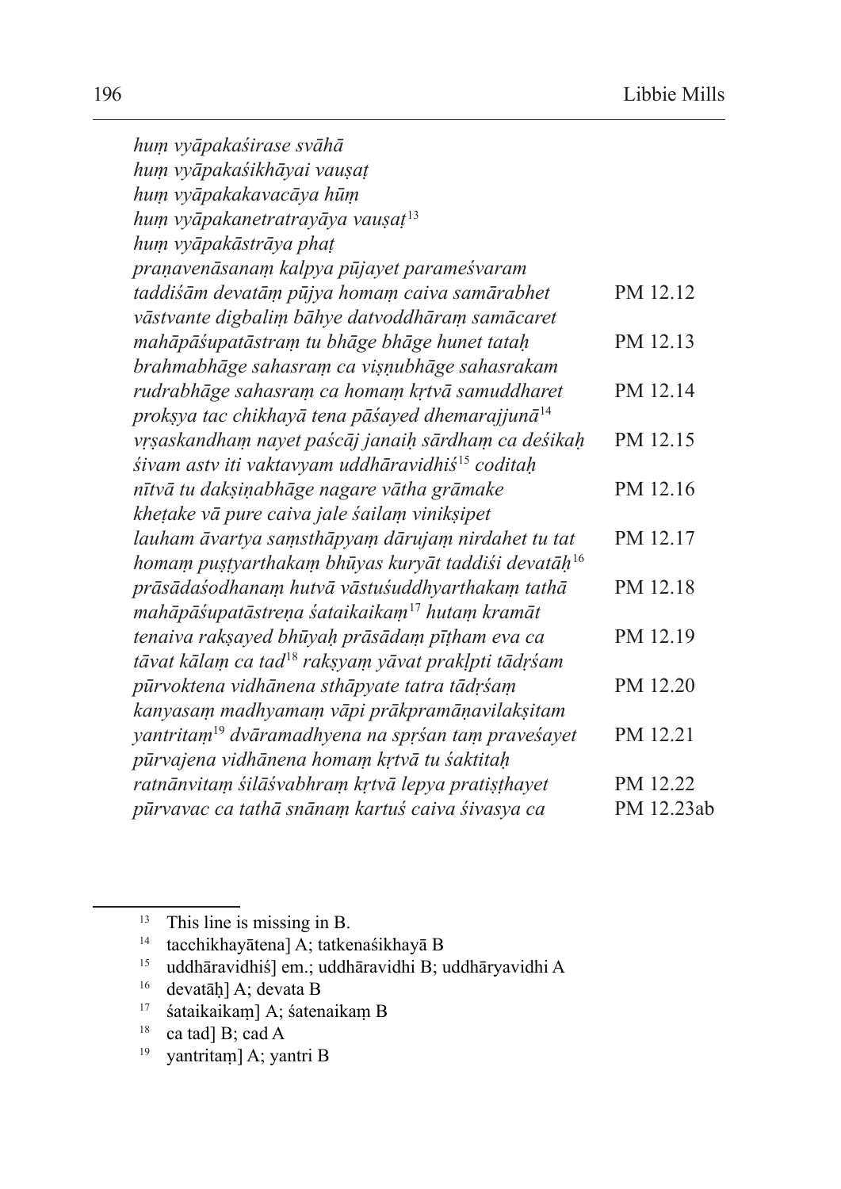*huṃ vyāpakaśirase svāhā*
*huṃ vyāpakaśikhāyai vauṣaṭ*
*huṃ vyāpakakavacāya hūṃ*
*huṃ vyāpakanetratrayāya vauṣaṭ*[13]
*huṃ vyāpakāstrāya phaṭ*

| | |
|---|---|
| *praṇavenāsanaṃ kalpya pūjayet parameśvaram* | |
| *taddiśāṃ devatāṃ pūjya homaṃ caiva samārabhet* | PM 12.12 |
| *vāstvante digbaliṃ bāhye datvoddhāraṃ samācaret* | |
| *mahāpāśupatāstraṃ tu bhāge bhāge hunet tataḥ* | PM 12.13 |
| *brahmabhāge sahasraṃ ca viṣṇubhāge sahasrakam* | |
| *rudrabhāge sahasraṃ ca homaṃ kṛtvā samuddharet* | PM 12.14 |
| *prokṣya tac chikhayā tena pāśayed dhemarajjunā*[14] | |
| *vṛṣaskandhaṃ nayet paścāj janaiḥ sārdhaṃ ca deśikaḥ* | PM 12.15 |
| *śivam astv iti vaktavyam uddhāravidhiś*[15] *coditaḥ* | |
| *nītvā tu dakṣiṇabhāge nagare vātha grāmake* | PM 12.16 |
| *kheṭake vā pure caiva jale śailaṃ vinikṣipet* | |
| *lauham āvartya saṃsthāpyaṃ dārujaṃ nirdahet tu tat* | PM 12.17 |
| *homaṃ puṣṭyarthakaṃ bhūyas kuryāt taddiśi devatāḥ*[16] | |
| *prāsādaśodhanaṃ hutvā vāstuśuddhyarthakaṃ tathā* | PM 12.18 |
| *mahāpāśupatāstreṇa śataikaikaṃ*[17] *hutaṃ kramāt* | |
| *tenaiva rakṣayed bhūyaḥ prāsādaṃ pīṭham eva ca* | PM 12.19 |
| *tāvat kālaṃ ca tad*[18] *rakṣyaṃ yāvat praklpti tādṛśam* | |
| *pūrvoktena vidhānena sthāpyate tatra tādṛśaṃ* | PM 12.20 |
| *kanyasaṃ madhyamaṃ vāpi prākpramāṇavilakṣitam* | |
| *yantritaṃ*[19] *dvāramadhyena na spṛśan taṃ praveśayet* | PM 12.21 |
| *pūrvajena vidhānena homaṃ kṛtvā tu śaktitaḥ* | |
| *ratnānvitaṃ śilāśvabhraṃ kṛtvā lepya pratiṣṭhayet* | PM 12.22 |
| *pūrvavac ca tathā snānaṃ kartuś caiva śivasya ca* | PM 12.23ab |

---

[13] This line is missing in B.
[14] tacchikhayātena] A; tatkenaśikhayā B
[15] uddhāravidhiś] em.; uddhāravidhi B; uddhāryavidhi A
[16] devatāḥ] A; devata B
[17] śataikaikaṃ] A; śatenaikaṃ B
[18] ca tad] B; cad A
[19] yantritaṃ] A; yantri B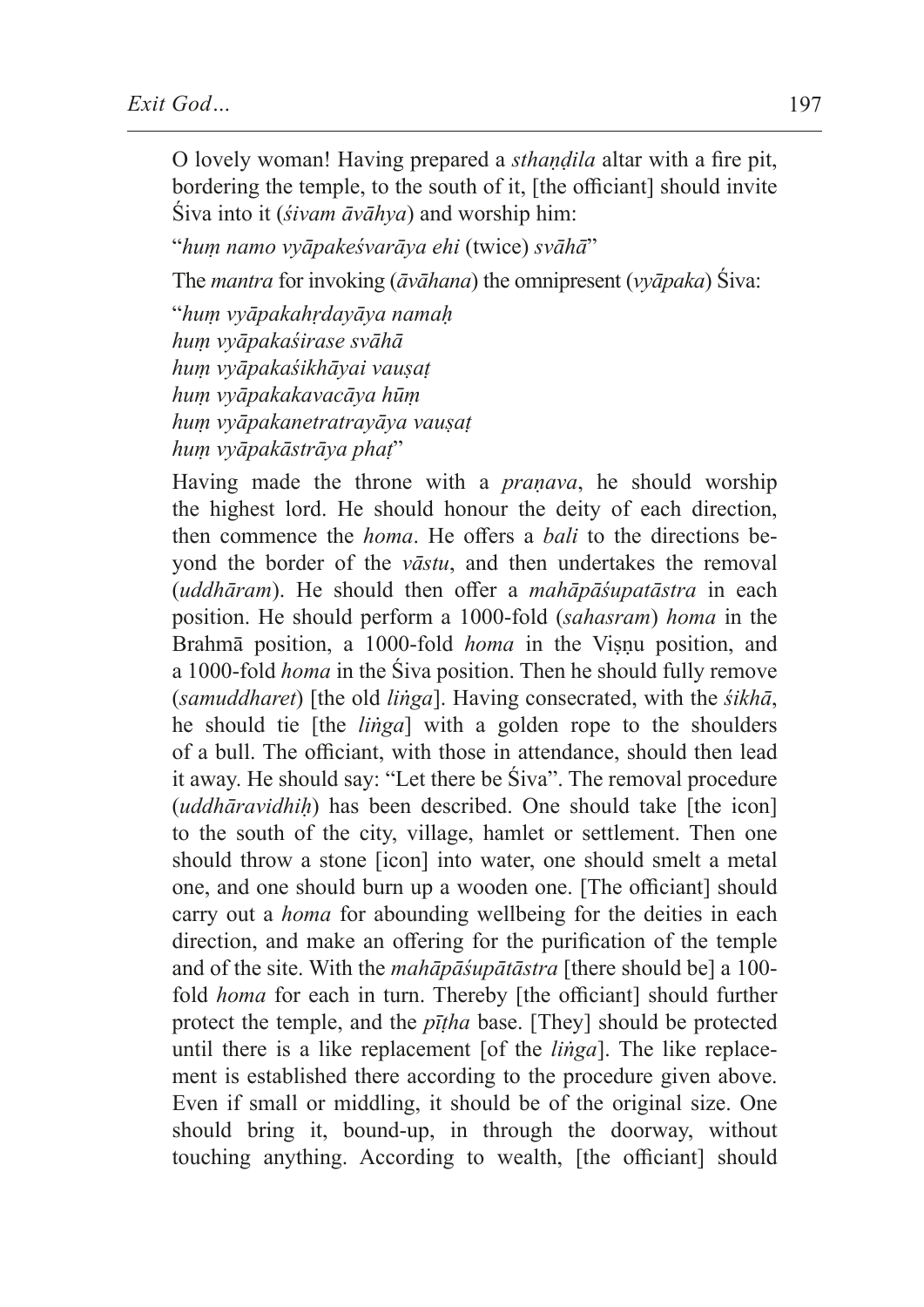O lovely woman! Having prepared a *sthaṇḍila* altar with a fire pit, bordering the temple, to the south of it, [the officiant] should invite Śiva into it (*śivam āvāhya*) and worship him:

"*huṃ namo vyāpakeśvarāya ehi* (twice) *svāhā*"

The *mantra* for invoking (*āvāhana*) the omnipresent (*vyāpaka*) Śiva:

"*huṃ vyāpakahṛdayāya namaḥ*
*huṃ vyāpakaśirase svāhā*
*huṃ vyāpakaśikhāyai vauṣaṭ*
*huṃ vyāpakakavacāya hūṃ*
*huṃ vyāpakanetratrayāya vauṣaṭ*
*huṃ vyāpakāstrāya phaṭ*"

Having made the throne with a *praṇava*, he should worship the highest lord. He should honour the deity of each direction, then commence the *homa*. He offers a *bali* to the directions beyond the border of the *vāstu*, and then undertakes the removal (*uddhāram*). He should then offer a *mahāpāśupatāstra* in each position. He should perform a 1000-fold (*sahasram*) *homa* in the Brahmā position, a 1000-fold *homa* in the Viṣṇu position, and a 1000-fold *homa* in the Śiva position. Then he should fully remove (*samuddharet*) [the old *liṅga*]. Having consecrated, with the *śikhā*, he should tie [the *liṅga*] with a golden rope to the shoulders of a bull. The officiant, with those in attendance, should then lead it away. He should say: "Let there be Śiva". The removal procedure (*uddhāravidhiḥ*) has been described. One should take [the icon] to the south of the city, village, hamlet or settlement. Then one should throw a stone [icon] into water, one should smelt a metal one, and one should burn up a wooden one. [The officiant] should carry out a *homa* for abounding wellbeing for the deities in each direction, and make an offering for the purification of the temple and of the site. With the *mahāpāśupātāstra* [there should be] a 100-fold *homa* for each in turn. Thereby [the officiant] should further protect the temple, and the *pīṭha* base. [They] should be protected until there is a like replacement [of the *liṅga*]. The like replacement is established there according to the procedure given above. Even if small or middling, it should be of the original size. One should bring it, bound-up, in through the doorway, without touching anything. According to wealth, [the officiant] should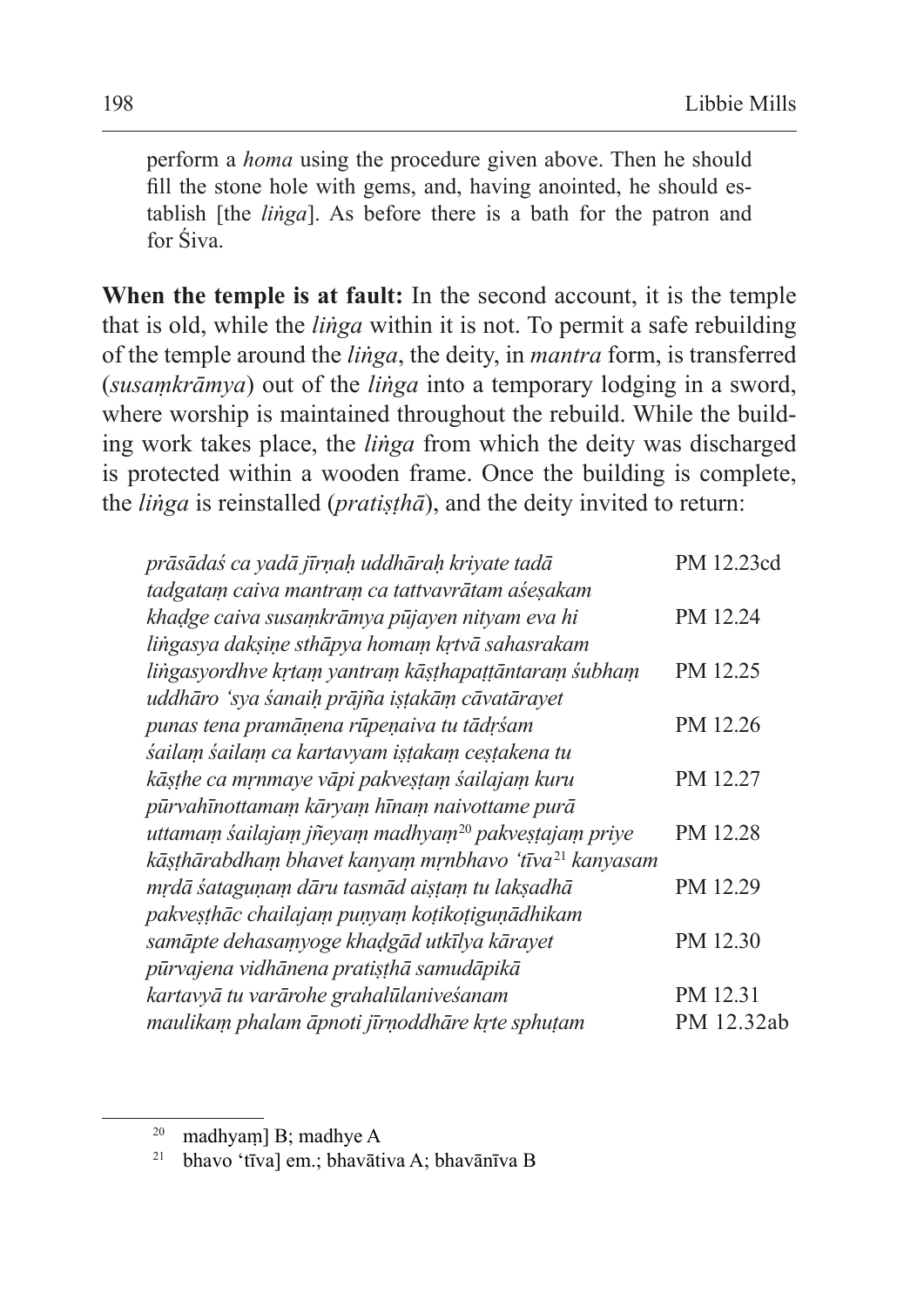perform a *homa* using the procedure given above. Then he should fill the stone hole with gems, and, having anointed, he should establish [the *liṅga*]. As before there is a bath for the patron and for Śiva.

**When the temple is at fault:** In the second account, it is the temple that is old, while the *liṅga* within it is not. To permit a safe rebuilding of the temple around the *liṅga*, the deity, in *mantra* form, is transferred (*susaṃkrāmya*) out of the *liṅga* into a temporary lodging in a sword, where worship is maintained throughout the rebuild. While the building work takes place, the *liṅga* from which the deity was discharged is protected within a wooden frame. Once the building is complete, the *liṅga* is reinstalled (*pratiṣṭhā*), and the deity invited to return:

| | |
|---|---|
| *prāsādaś ca yadā jīrṇaḥ uddhāraḥ kriyate tadā* | PM 12.23cd |
| *tadgataṃ caiva mantraṃ ca tattvavrātam aśeṣakam* | |
| *khaḍge caiva susaṃkrāmya pūjayen nityam eva hi* | PM 12.24 |
| *liṅgasya dakṣiṇe sthāpya homaṃ kṛtvā sahasrakam* | |
| *liṅgasyordhve kṛtaṃ yantraṃ kāṣṭhapaṭṭāntaraṃ śubhaṃ* | PM 12.25 |
| *uddhāro 'sya śanaiḥ prājña iṣṭakāṃ cāvatārayet* | |
| *punas tena pramāṇena rūpeṇaiva tu tādṛśam* | PM 12.26 |
| *śailaṃ śailaṃ ca kartavyam iṣṭakaṃ ceṣṭakena tu* | |
| *kāṣṭhe ca mṛnmaye vāpi pakveṣṭaṃ śailajaṃ kuru* | PM 12.27 |
| *pūrvahīnottamaṃ kāryaṃ hīnaṃ naivottame purā* | |
| *uttamaṃ śailajaṃ jñeyaṃ madhyaṃ*[20] *pakveṣṭajaṃ priye* | PM 12.28 |
| *kāṣṭhārabdhaṃ bhavet kanyaṃ mṛnbhavo 'tīva*[21] *kanyasam* | |
| *mṛdā śataguṇaṃ dāru tasmād aiṣṭaṃ tu lakṣadhā* | PM 12.29 |
| *pakveṣṭhāc chailajaṃ puṇyaṃ koṭikoṭiguṇādhikam* | |
| *samāpte dehasaṃyoge khaḍgād utkīlya kārayet* | PM 12.30 |
| *pūrvajena vidhānena pratiṣṭhā samudāpikā* | |
| *kartavyā tu varārohe grahalūlaniveśanam* | PM 12.31 |
| *maulikaṃ phalam āpnoti jīrṇoddhāre kṛte sphuṭam* | PM 12.32ab |

---

[20] madhyaṃ] B; madhye A

[21] bhavo 'tīva] em.; bhavātiva A; bhavānīva B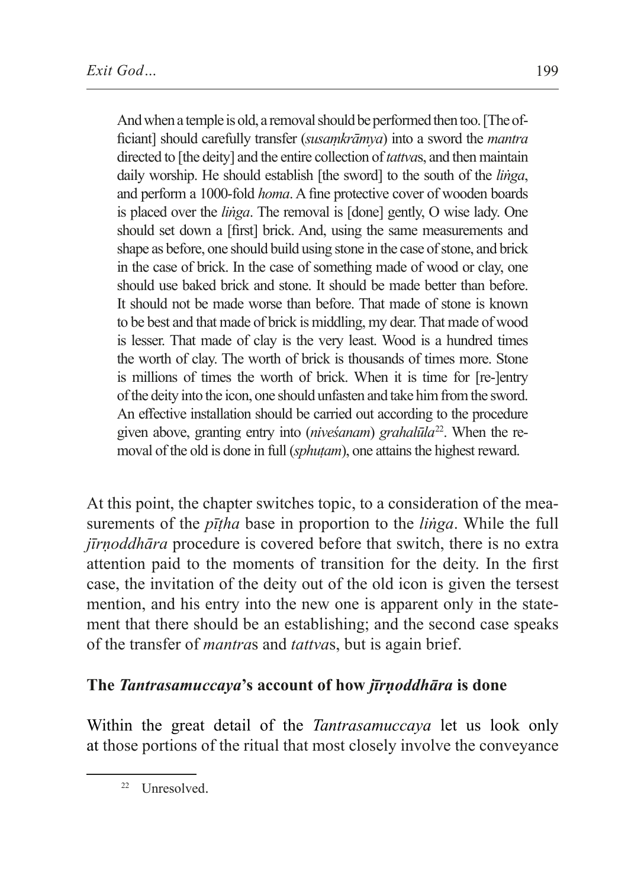> And when a temple is old, a removal should be performed then too. [The officiant] should carefully transfer (*susaṃkrāmya*) into a sword the *mantra* directed to [the deity] and the entire collection of *tattva*s, and then maintain daily worship. He should establish [the sword] to the south of the *liṅga*, and perform a 1000-fold *homa*. A fine protective cover of wooden boards is placed over the *liṅga*. The removal is [done] gently, O wise lady. One should set down a [first] brick. And, using the same measurements and shape as before, one should build using stone in the case of stone, and brick in the case of brick. In the case of something made of wood or clay, one should use baked brick and stone. It should be made better than before. It should not be made worse than before. That made of stone is known to be best and that made of brick is middling, my dear. That made of wood is lesser. That made of clay is the very least. Wood is a hundred times the worth of clay. The worth of brick is thousands of times more. Stone is millions of times the worth of brick. When it is time for [re-]entry of the deity into the icon, one should unfasten and take him from the sword. An effective installation should be carried out according to the procedure given above, granting entry into (*niveśanam*) *grahalūla*[22]. When the removal of the old is done in full (*sphuṭam*), one attains the highest reward.

At this point, the chapter switches topic, to a consideration of the measurements of the *pīṭha* base in proportion to the *liṅga*. While the full *jīrṇoddhāra* procedure is covered before that switch, there is no extra attention paid to the moments of transition for the deity. In the first case, the invitation of the deity out of the old icon is given the tersest mention, and his entry into the new one is apparent only in the statement that there should be an establishing; and the second case speaks of the transfer of *mantra*s and *tattva*s, but is again brief.

## The *Tantrasamuccaya*'s account of how *jīrṇoddhāra* is done

Within the great detail of the *Tantrasamuccaya* let us look only at those portions of the ritual that most closely involve the conveyance

[22] Unresolved.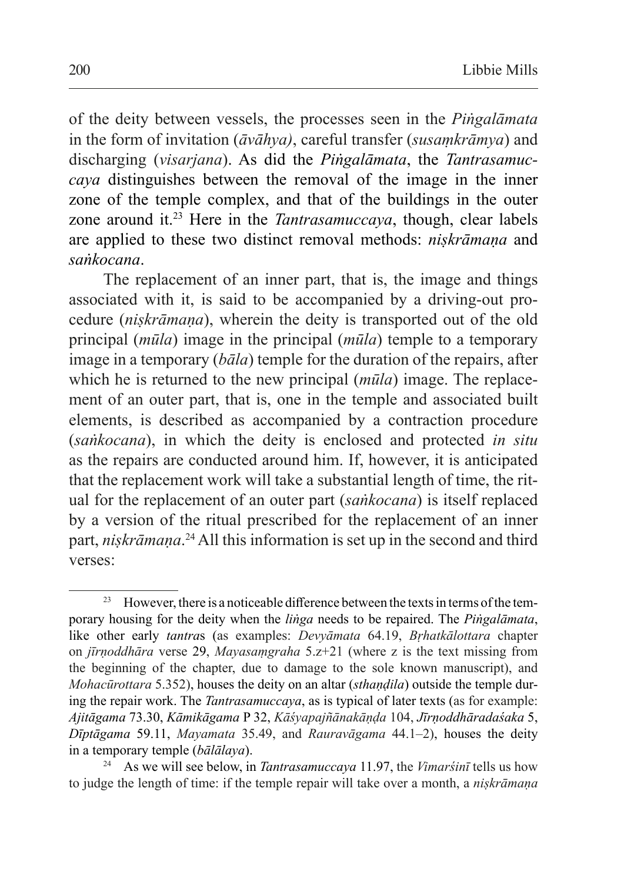of the deity between vessels, the processes seen in the *Piṅgalāmata* in the form of invitation (*āvāhya)*, careful transfer (*susaṃkrāmya*) and discharging (*visarjana*). As did the *Piṅgalāmata*, the *Tantrasamuccaya* distinguishes between the removal of the image in the inner zone of the temple complex, and that of the buildings in the outer zone around it.[23] Here in the *Tantrasamuccaya*, though, clear labels are applied to these two distinct removal methods: *niṣkrāmaṇa* and *saṅkocana*.

The replacement of an inner part, that is, the image and things associated with it, is said to be accompanied by a driving-out procedure (*niṣkrāmaṇa*), wherein the deity is transported out of the old principal (*mūla*) image in the principal (*mūla*) temple to a temporary image in a temporary (*bāla*) temple for the duration of the repairs, after which he is returned to the new principal (*mūla*) image. The replacement of an outer part, that is, one in the temple and associated built elements, is described as accompanied by a contraction procedure (*saṅkocana*), in which the deity is enclosed and protected *in situ* as the repairs are conducted around him. If, however, it is anticipated that the replacement work will take a substantial length of time, the ritual for the replacement of an outer part (*saṅkocana*) is itself replaced by a version of the ritual prescribed for the replacement of an inner part, *niṣkrāmaṇa*.[24] All this information is set up in the second and third verses:

---

[23] However, there is a noticeable difference between the texts in terms of the temporary housing for the deity when the *liṅga* needs to be repaired. The *Piṅgalāmata*, like other early *tantra*s (as examples: *Devyāmata* 64.19, *Bṛhatkālottara* chapter on *jīrṇoddhāra* verse 29, *Mayasaṃgraha* 5.z+21 (where z is the text missing from the beginning of the chapter, due to damage to the sole known manuscript), and *Mohacūrottara* 5.352), houses the deity on an altar (*sthaṇḍila*) outside the temple during the repair work. The *Tantrasamuccaya*, as is typical of later texts (as for example: *Ajitāgama* 73.30, *Kāmikāgama* P 32, *Kāśyapajñānakāṇḍa* 104, *Jīrṇoddhāradaśaka* 5, *Dīptāgama* 59.11, *Mayamata* 35.49, and *Rauravāgama* 44.1–2), houses the deity in a temporary temple (*bālālaya*).

[24] As we will see below, in *Tantrasamuccaya* 11.97, the *Vimarśinī* tells us how to judge the length of time: if the temple repair will take over a month, a *niṣkrāmaṇa*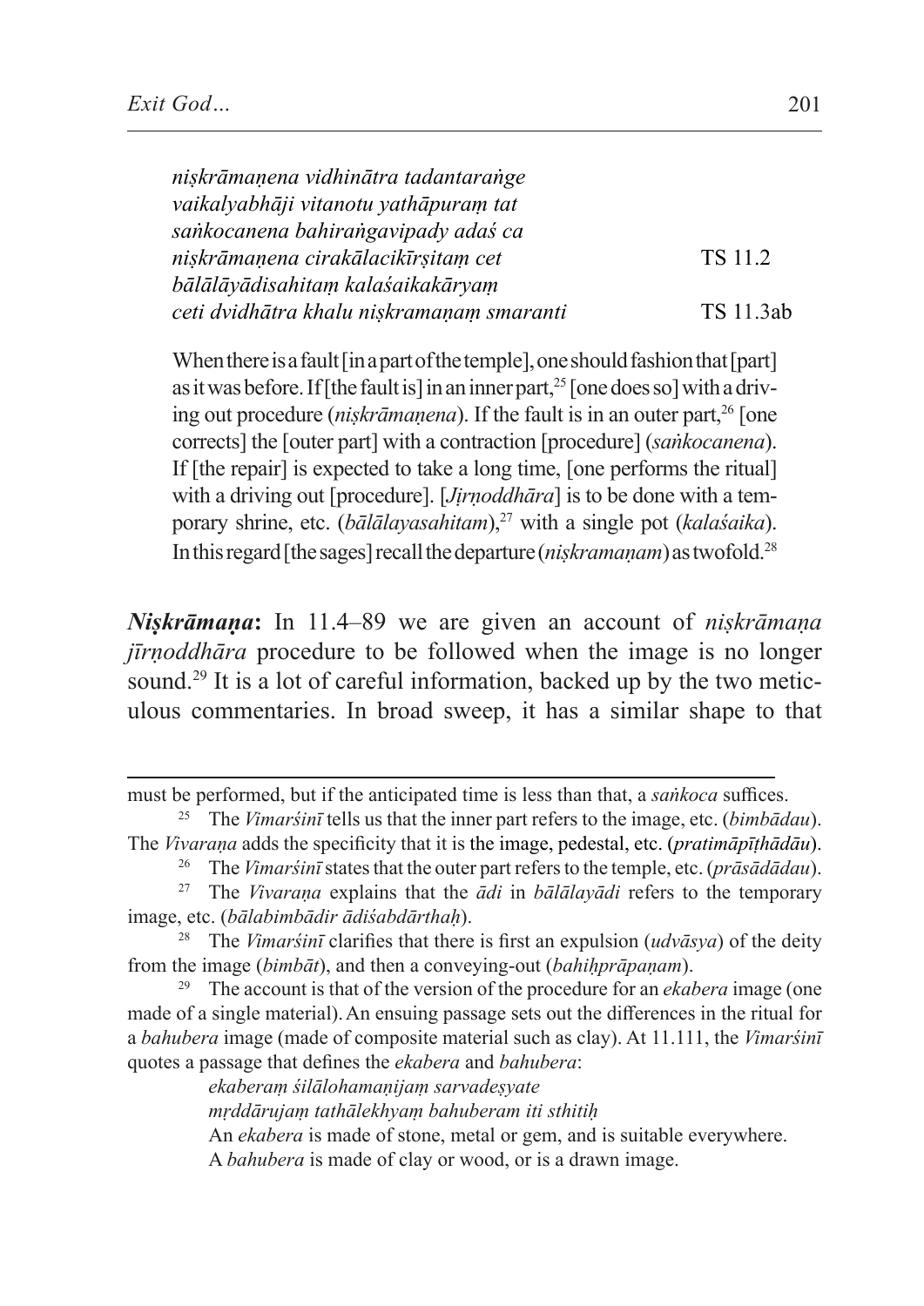*niṣkrāmaṇena vidhinātra tadantaraṅge*
*vaikalyabhāji vitanotu yathāpuraṃ tat*
*saṅkocanena bahiraṅgavipady adaś ca*
*niṣkrāmaṇena cirakālacikīrṣitaṃ cet* TS 11.2
*bālālāyādisahitaṃ kalaśaikakāryaṃ*
*ceti dvidhātra khalu niṣkramaṇaṃ smaranti* TS 11.3ab

When there is a fault [in a part of the temple], one should fashion that [part] as it was before. If [the fault is] in an inner part,[25] [one does so] with a driving out procedure (*niṣkrāmaṇena*). If the fault is in an outer part,[26] [one corrects] the [outer part] with a contraction [procedure] (*saṅkocanena*). If [the repair] is expected to take a long time, [one performs the ritual] with a driving out [procedure]. [*Jīrṇoddhāra*] is to be done with a temporary shrine, etc. (*bālālayasahitam*),[27] with a single pot (*kalaśaika*). In this regard [the sages] recall the departure (*niṣkramaṇam*) as twofold.[28]

***Niṣkrāmaṇa*:** In 11.4–89 we are given an account of *niṣkrāmaṇa jīrṇoddhāra* procedure to be followed when the image is no longer sound.[29] It is a lot of careful information, backed up by the two meticulous commentaries. In broad sweep, it has a similar shape to that

---

must be performed, but if the anticipated time is less than that, a *saṅkoca* suffices.

[25] The *Vimarśinī* tells us that the inner part refers to the image, etc. (*bimbādau*). The *Vivaraṇa* adds the specificity that it is the image, pedestal, etc. (*pratimāpīṭhādāu*).

[26] The *Vimarśinī* states that the outer part refers to the temple, etc. (*prāsādādau*).

[27] The *Vivaraṇa* explains that the *ādi* in *bālālayādi* refers to the temporary image, etc. (*bālabimbādir ādiśabdārthaḥ*).

[28] The *Vimarśinī* clarifies that there is first an expulsion (*udvāsya*) of the deity from the image (*bimbāt*), and then a conveying-out (*bahiḥprāpaṇam*).

[29] The account is that of the version of the procedure for an *ekabera* image (one made of a single material). An ensuing passage sets out the differences in the ritual for a *bahubera* image (made of composite material such as clay). At 11.111, the *Vimarśinī* quotes a passage that defines the *ekabera* and *bahubera*:

> *ekaberaṃ śilālohamaṇijaṃ sarvadeṣyate*
> *mṛddārujaṃ tathālekhyaṃ bahuberam iti sthitiḥ*
> An *ekabera* is made of stone, metal or gem, and is suitable everywhere.
> A *bahubera* is made of clay or wood, or is a drawn image.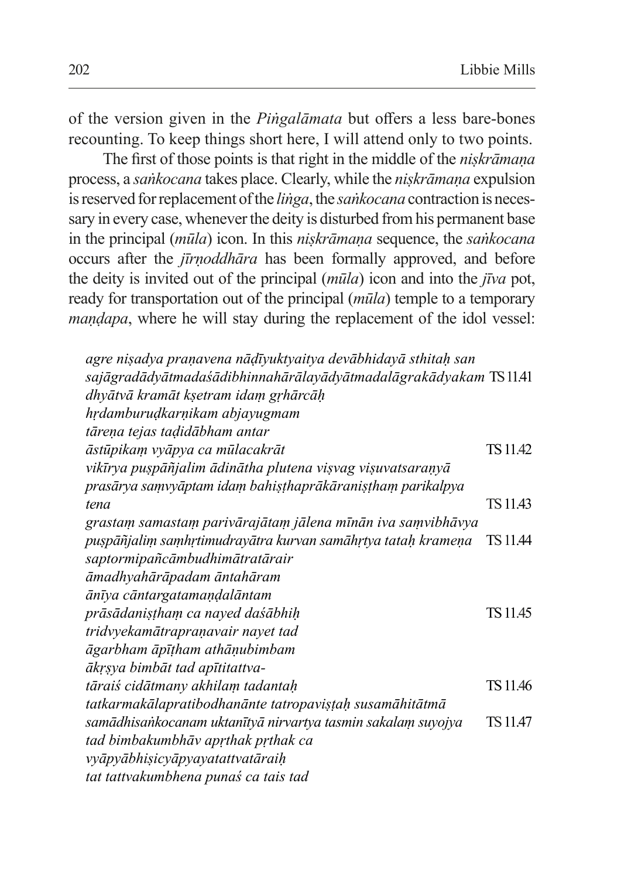of the version given in the *Piṅgalāmata* but offers a less bare-bones recounting. To keep things short here, I will attend only to two points.

The first of those points is that right in the middle of the *niṣkrāmaṇa* process, a *saṅkocana* takes place. Clearly, while the *niṣkrāmaṇa* expulsion is reserved for replacement of the *liṅga*, the *saṅkocana* contraction is necessary in every case, whenever the deity is disturbed from his permanent base in the principal (*mūla*) icon. In this *niṣkrāmaṇa* sequence, the *saṅkocana* occurs after the *jīrṇoddhāra* has been formally approved, and before the deity is invited out of the principal (*mūla*) icon and into the *jīva* pot, ready for transportation out of the principal (*mūla*) temple to a temporary *maṇḍapa*, where he will stay during the replacement of the idol vessel:

*agre niṣadya praṇavena nāḍīyuktyaitya devābhidayā sthitaḥ san*
*sajāgradādyātmadaśādibhinnahārālayādyātmadalāgrakādyakam* TS 11.41
*dhyātvā kramāt kṣetram idaṃ gṛhārcāḥ*
*hṛdamburuḍkarṇikam abjayugmam*
*tāreṇa tejas taḍidābham antar*
*āstūpikaṃ vyāpya ca mūlacakrāt* TS 11.42
*vikīrya puṣpāñjalim ādinātha plutena viṣvag viṣuvatsaraṇyā*
*prasārya saṃvyāptam idaṃ bahiṣṭhaprākāraniṣṭhaṃ parikalpya tena* TS 11.43
*grastaṃ samastaṃ parivārajātaṃ jālena mīnān iva saṃvibhāvya*
*puṣpāñjaliṃ saṃhṛtimudrayātra kurvan samāhṛtya tataḥ krameṇa* TS 11.44
*saptormipañcāmbudhimātratārair*
*āmadhyahārāpadam āntahāram*
*ānīya cāntargatamaṇḍalāntam*
*prāsādaniṣṭhaṃ ca nayed daśābhiḥ* TS 11.45
*tridvyekamātrapraṇavair nayet tad*
*āgarbham āpīṭham athāṇubimbam*
*ākṛṣya bimbāt tad apītitattva-*
*tāraiś cidātmany akhilaṃ tadantaḥ* TS 11.46
*tatkarmakālapratibodhanānte tatropaviṣṭaḥ susamāhitātmā*
*samādhisaṅkocanam uktanītyā nirvartya tasmin sakalaṃ suyojya* TS 11.47
*tad bimbakumbhāv apṛthak pṛthak ca*
*vyāpyābhiṣicyāpyayatattvatāraiḥ*
*tat tattvakumbhena punaś ca tais tad*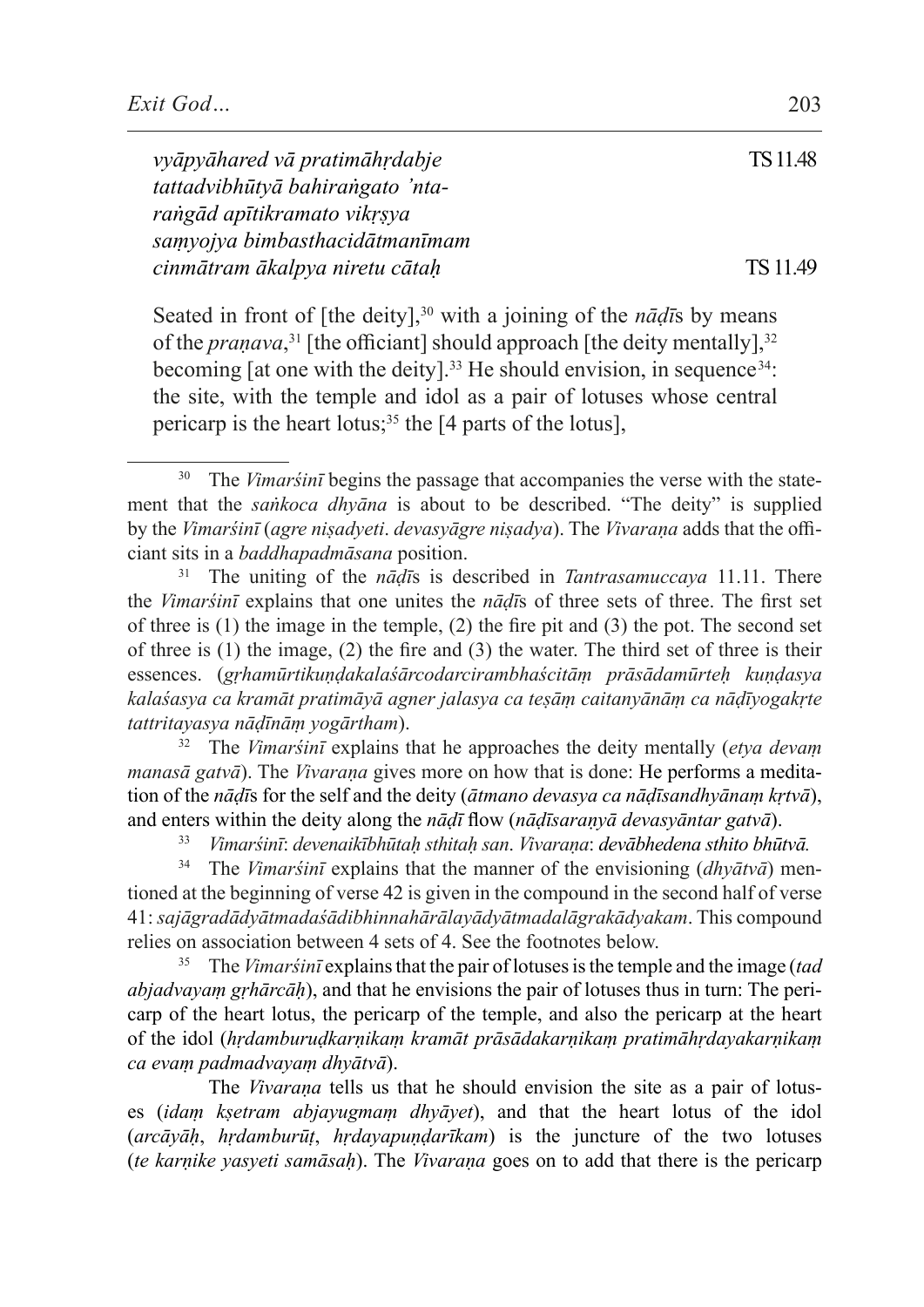*vyāpyāhared vā pratimāhṛdabje* TS 11.48
*tattadvibhūtyā bahiraṅgato 'nta-*
*raṅgād apītikramato vikṛṣya*
*saṃyojya bimbasthacidātmanīmam*
*cinmātram ākalpya niretu cātaḥ* TS 11.49

Seated in front of [the deity],[30] with a joining of the *nāḍī*s by means of the *praṇava*,[31] [the officiant] should approach [the deity mentally],[32] becoming [at one with the deity].[33] He should envision, in sequence[34]: the site, with the temple and idol as a pair of lotuses whose central pericarp is the heart lotus;[35] the [4 parts of the lotus],

---

[30] The *Vimarśinī* begins the passage that accompanies the verse with the statement that the *saṅkoca dhyāna* is about to be described. "The deity" is supplied by the *Vimarśinī* (*agre niṣadyeti*. *devasyāgre niṣadya*). The *Vivaraṇa* adds that the officiant sits in a *baddhapadmāsana* position.

[31] The uniting of the *nāḍī*s is described in *Tantrasamuccaya* 11.11. There the *Vimarśinī* explains that one unites the *nāḍī*s of three sets of three. The first set of three is (1) the image in the temple, (2) the fire pit and (3) the pot. The second set of three is (1) the image, (2) the fire and (3) the water. The third set of three is their essences. (*gṛhamūrtikuṇḍakalaśārcodarcirambhaścitāṃ prāsādamūrteḥ kuṇḍasya kalaśasya ca kramāt pratimāyā agner jalasya ca teṣāṃ caitanyānāṃ ca nāḍīyogakṛte tattritayasya nāḍīnāṃ yogārtham*).

[32] The *Vimarśinī* explains that he approaches the deity mentally (*etya devaṃ manasā gatvā*). The *Vivaraṇa* gives more on how that is done: He performs a meditation of the *nāḍī*s for the self and the deity (*ātmano devasya ca nāḍīsandhyānaṃ kṛtvā*), and enters within the deity along the *nāḍī* flow (*nāḍīsaraṇyā devasyāntar gatvā*).

[33] *Vimarśinī*: *devenaikībhūtaḥ sthitaḥ san*. *Vivaraṇa*: *devābhedena sthito bhūtvā*.

[34] The *Vimarśinī* explains that the manner of the envisioning (*dhyātvā*) mentioned at the beginning of verse 42 is given in the compound in the second half of verse 41: *sajāgradādyātmadaśādibhinnahārālayādyātmadalāgrakādyakam*. This compound relies on association between 4 sets of 4. See the footnotes below.

[35] The *Vimarśinī* explains that the pair of lotuses is the temple and the image (*tad abjadvayaṃ gṛhārcāḥ*), and that he envisions the pair of lotuses thus in turn: The pericarp of the heart lotus, the pericarp of the temple, and also the pericarp at the heart of the idol (*hṛdamburuḍkarṇikaṃ kramāt prāsādakarṇikaṃ pratimāhṛdayakarṇikaṃ ca evaṃ padmadvayaṃ dhyātvā*).

The *Vivaraṇa* tells us that he should envision the site as a pair of lotuses (*idaṃ kṣetram abjayugmaṃ dhyāyet*), and that the heart lotus of the idol (*arcāyāḥ*, *hṛdamburūṭ*, *hṛdayapuṇḍarīkam*) is the juncture of the two lotuses (*te karṇike yasyeti samāsaḥ*). The *Vivaraṇa* goes on to add that there is the pericarp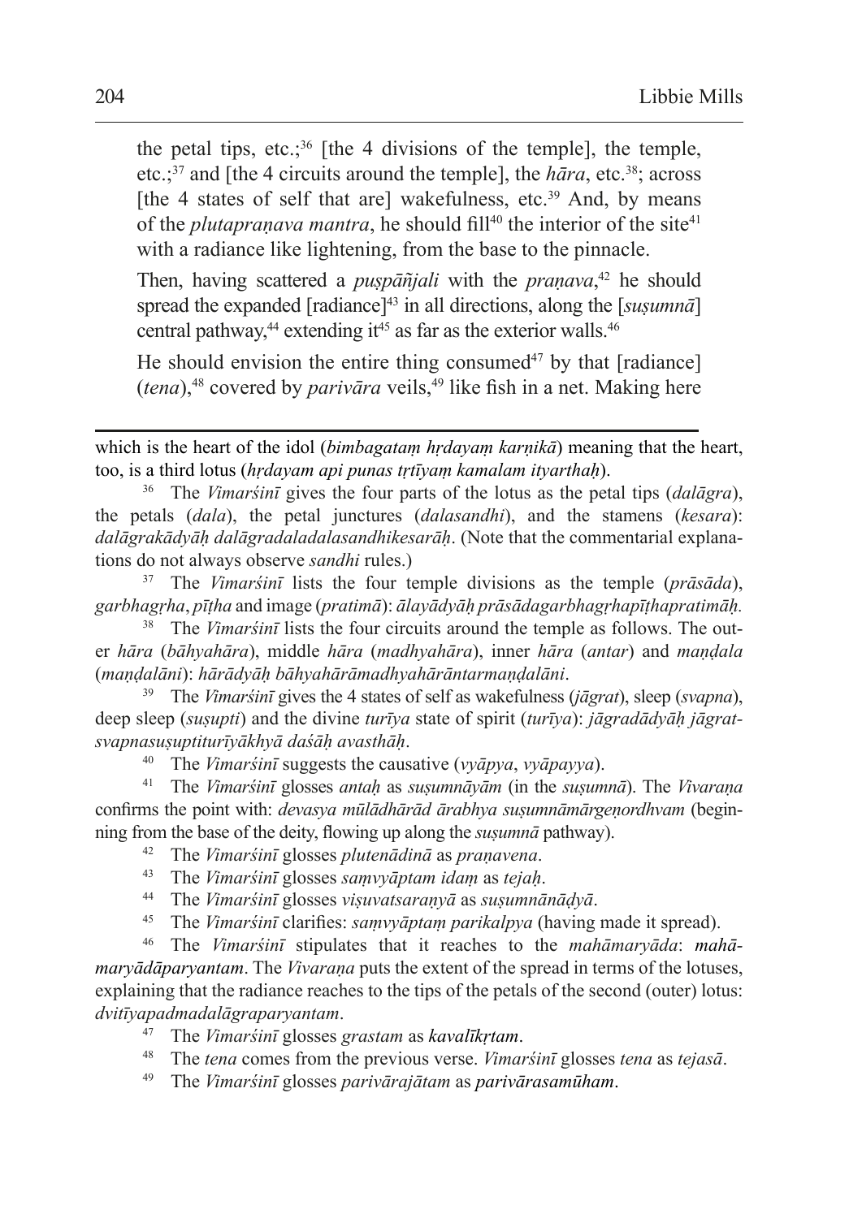the petal tips, etc.;[36] [the 4 divisions of the temple], the temple, etc.;[37] and [the 4 circuits around the temple], the *hāra*, etc.[38]; across [the 4 states of self that are] wakefulness, etc.[39] And, by means of the *plutapraṇava mantra*, he should fill[40] the interior of the site[41] with a radiance like lightening, from the base to the pinnacle.

Then, having scattered a *puṣpāñjali* with the *praṇava*,[42] he should spread the expanded [radiance][43] in all directions, along the [*suṣumnā*] central pathway,[44] extending it[45] as far as the exterior walls.[46]

He should envision the entire thing consumed[47] by that [radiance] (*tena*),[48] covered by *parivāra* veils,[49] like fish in a net. Making here

---

which is the heart of the idol (*bimbagataṃ hṛdayaṃ karṇikā*) meaning that the heart, too, is a third lotus (*hṛdayam api punas tṛtīyaṃ kamalam ityarthaḥ*).

[36] The *Vimarśinī* gives the four parts of the lotus as the petal tips (*dalāgra*), the petals (*dala*), the petal junctures (*dalasandhi*), and the stamens (*kesara*): *dalāgrakādyāḥ dalāgradaladalasandhikesarāḥ*. (Note that the commentarial explanations do not always observe *sandhi* rules.)

[37] The *Vimarśinī* lists the four temple divisions as the temple (*prāsāda*), *garbhagṛha*, *pīṭha* and image (*pratimā*): *ālayādyāḥ prāsādagarbhagṛhapīṭhapratimāḥ.*

[38] The *Vimarśinī* lists the four circuits around the temple as follows. The outer *hāra* (*bāhyahāra*), middle *hāra* (*madhyahāra*), inner *hāra* (*antar*) and *maṇḍala* (*maṇḍalāni*): *hārādyāḥ bāhyahārāmadhyahārāntarmaṇḍalāni*.

[39] The *Vimarśinī* gives the 4 states of self as wakefulness (*jāgrat*), sleep (*svapna*), deep sleep (*suṣupti*) and the divine *turīya* state of spirit (*turīya*): *jāgradādyāḥ jāgratsvapnasuṣuptiturīyākhyā daśāḥ avasthāḥ*.

[40] The *Vimarśinī* suggests the causative (*vyāpya*, *vyāpayya*).

[41] The *Vimarśinī* glosses *antaḥ* as *suṣumnāyām* (in the *suṣumnā*). The *Vivaraṇa* confirms the point with: *devasya mūlādhārād ārabhya suṣumnāmārgeṇordhvam* (beginning from the base of the deity, flowing up along the *suṣumnā* pathway).

[42] The *Vimarśinī* glosses *plutenādinā* as *praṇavena*.

[43] The *Vimarśinī* glosses *saṃvyāptam idaṃ* as *tejaḥ*.

[44] The *Vimarśinī* glosses *viṣuvatsaraṇyā* as *suṣumnānāḍyā*.

[45] The *Vimarśinī* clarifies: *saṃvyāptaṃ parikalpya* (having made it spread).

[46] The *Vimarśinī* stipulates that it reaches to the *mahāmaryāda*: *mahāmaryādāparyantam*. The *Vivaraṇa* puts the extent of the spread in terms of the lotuses, explaining that the radiance reaches to the tips of the petals of the second (outer) lotus: *dvitīyapadmadalāgraparyantam*.

[47] The *Vimarśinī* glosses *grastam* as *kavalīkṛtam*.

[48] The *tena* comes from the previous verse. *Vimarśinī* glosses *tena* as *tejasā*.

[49] The *Vimarśinī* glosses *parivārajātam* as *parivārasamūham*.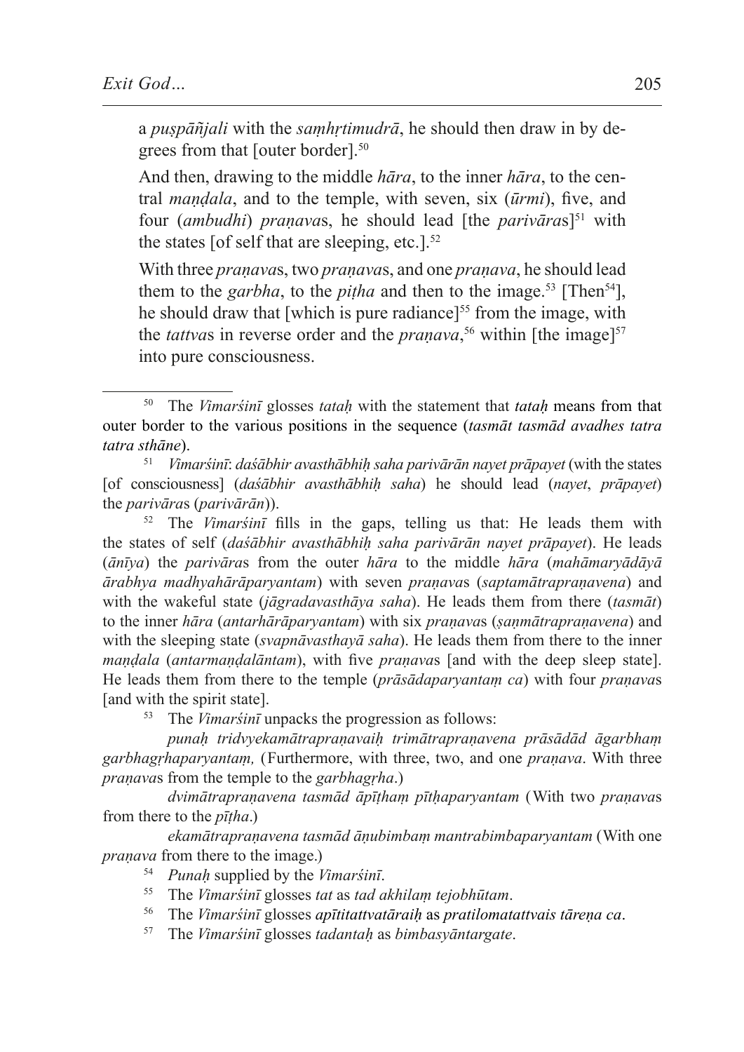a *puṣpāñjali* with the *saṃhṛtimudrā*, he should then draw in by degrees from that [outer border].[50]

And then, drawing to the middle *hāra*, to the inner *hāra*, to the central *maṇḍala*, and to the temple, with seven, six (*ūrmi*), five, and four (*ambudhi*) *praṇava*s, he should lead [the *parivāra*s][51] with the states [of self that are sleeping, etc.].[52]

With three *praṇava*s, two *praṇava*s, and one *praṇava*, he should lead them to the *garbha*, to the *piṭha* and then to the image.[53] [Then[54]], he should draw that [which is pure radiance][55] from the image, with the *tattva*s in reverse order and the *praṇava*,[56] within [the image][57] into pure consciousness.

---

[50] The *Vimarśinī* glosses *tataḥ* with the statement that *tataḥ* means from that outer border to the various positions in the sequence (*tasmāt tasmād avadhes tatra tatra sthāne*).

[51] *Vimarśinī*: *daśābhir avasthābhiḥ saha parivārān nayet prāpayet* (with the states [of consciousness] (*daśābhir avasthābhiḥ saha*) he should lead (*nayet*, *prāpayet*) the *parivāra*s (*parivārān*)).

[52] The *Vimarśinī* fills in the gaps, telling us that: He leads them with the states of self (*daśābhir avasthābhiḥ saha parivārān nayet prāpayet*). He leads (*ānīya*) the *parivāra*s from the outer *hāra* to the middle *hāra* (*mahāmaryādāyā ārabhya madhyahārāparyantam*) with seven *praṇava*s (*saptamātrapraṇavena*) and with the wakeful state (*jāgradavasthāya saha*). He leads them from there (*tasmāt*) to the inner *hāra* (*antarhārāparyantam*) with six *praṇava*s (*ṣaṇmātrapraṇavena*) and with the sleeping state (*svapnāvasthayā saha*). He leads them from there to the inner *maṇḍala* (*antarmaṇḍalāntam*), with five *praṇava*s [and with the deep sleep state]. He leads them from there to the temple (*prāsādaparyantaṃ ca*) with four *praṇava*s [and with the spirit state].

[53] The *Vimarśinī* unpacks the progression as follows:

*punaḥ tridvyekamātrapraṇavaiḥ trimātrapraṇavena prāsādād āgarbhaṃ garbhagṛhaparyantaṃ,* (Furthermore, with three, two, and one *praṇava*. With three *praṇava*s from the temple to the *garbhagṛha*.)

*dvimātrapraṇavena tasmād āpīṭhaṃ pīṭhaparyantam* (With two *praṇava*s from there to the *pīṭha*.)

*ekamātrapraṇavena tasmād āṇubimbaṃ mantrabimbaparyantam* (With one *praṇava* from there to the image.)

[54] *Punaḥ* supplied by the *Vimarśinī*.

[55] The *Vimarśinī* glosses *tat* as *tad akhilaṃ tejobhūtam*.

[56] The *Vimarśinī* glosses *apītitattvatāraiḥ* as *pratilomatattvais tāreṇa ca*.

[57] The *Vimarśinī* glosses *tadantaḥ* as *bimbasyāntargate*.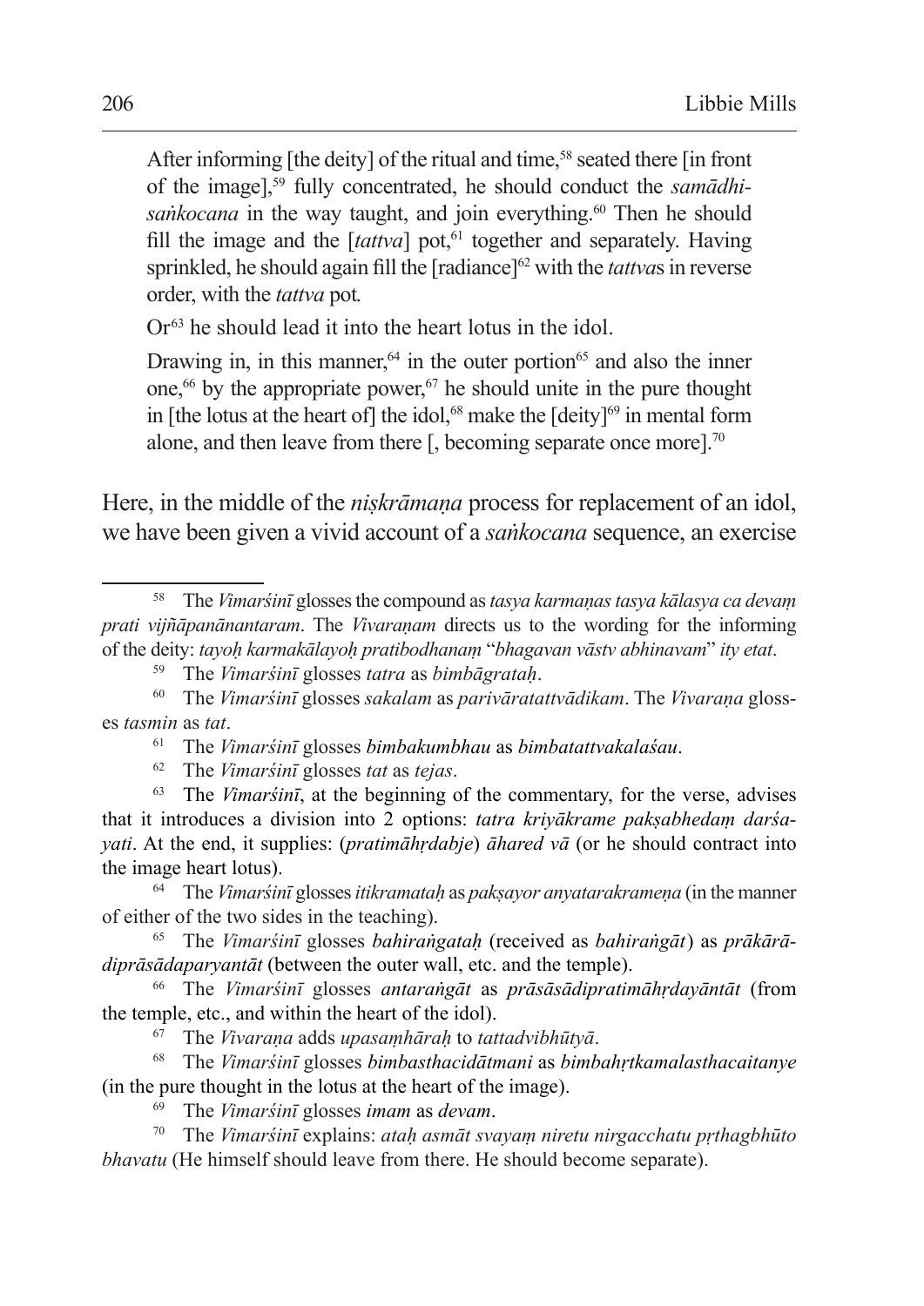After informing [the deity] of the ritual and time,[58] seated there [in front of the image],[59] fully concentrated, he should conduct the *samādhi-saṅkocana* in the way taught, and join everything.[60] Then he should fill the image and the [*tattva*] pot,[61] together and separately. Having sprinkled, he should again fill the [radiance][62] with the *tattva*s in reverse order, with the *tattva* pot.

Or[63] he should lead it into the heart lotus in the idol.

Drawing in, in this manner,[64] in the outer portion[65] and also the inner one,[66] by the appropriate power,[67] he should unite in the pure thought in [the lotus at the heart of] the idol,[68] make the [deity][69] in mental form alone, and then leave from there [, becoming separate once more].[70]

Here, in the middle of the *niṣkrāmaṇa* process for replacement of an idol, we have been given a vivid account of a *saṅkocana* sequence, an exercise

---

[58] The *Vimarśinī* glosses the compound as *tasya karmaṇas tasya kālasya ca devaṃ prati vijñāpanānantaram*. The *Vivaraṇam* directs us to the wording for the informing of the deity: *tayoḥ karmakālayoḥ pratibodhanaṃ* "*bhagavan vāstv abhinavam*" *ity etat*.

[59] The *Vimarśinī* glosses *tatra* as *bimbāgrataḥ*.

[60] The *Vimarśinī* glosses *sakalam* as *parivāratattvādikam*. The *Vivaraṇa* glosses *tasmin* as *tat*.

[61] The *Vimarśinī* glosses *bimbakumbhau* as *bimbatattvakalaśau*.

[62] The *Vimarśinī* glosses *tat* as *tejas*.

[63] The *Vimarśinī*, at the beginning of the commentary, for the verse, advises that it introduces a division into 2 options: *tatra kriyākrame pakṣabhedaṃ darśayati*. At the end, it supplies: (*pratimāhṛdabje*) *āhared vā* (or he should contract into the image heart lotus).

[64] The *Vimarśinī* glosses *itikramataḥ* as *pakṣayor anyatarakrameṇa* (in the manner of either of the two sides in the teaching).

[65] The *Vimarśinī* glosses *bahiraṅgataḥ* (received as *bahiraṅgāt*) as *prākārādiprāsādaparyantāt* (between the outer wall, etc. and the temple).

[66] The *Vimarśinī* glosses *antaraṅgāt* as *prāsādādipratimāhṛdayāntāt* (from the temple, etc., and within the heart of the idol).

[67] The *Vivaraṇa* adds *upasaṃhāraḥ* to *tattadvibhūtyā*.

[68] The *Vimarśinī* glosses *bimbasthacidātmani* as *bimbahṛtkamalasthacaitanye* (in the pure thought in the lotus at the heart of the image).

[69] The *Vimarśinī* glosses *imam* as *devam*.

[70] The *Vimarśinī* explains: *ataḥ asmāt svayaṃ niretu nirgacchatu pṛthagbhūto bhavatu* (He himself should leave from there. He should become separate).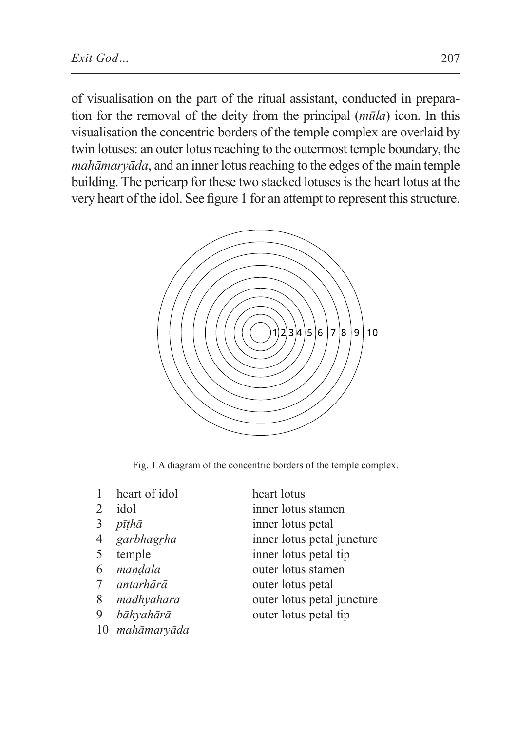of visualisation on the part of the ritual assistant, conducted in preparation for the removal of the deity from the principal (*mūla*) icon. In this visualisation the concentric borders of the temple complex are overlaid by twin lotuses: an outer lotus reaching to the outermost temple boundary, the *mahāmaryāda*, and an inner lotus reaching to the edges of the main temple building. The pericarp for these two stacked lotuses is the heart lotus at the very heart of the idol. See figure 1 for an attempt to represent this structure.

Fig. 1 A diagram of the concentric borders of the temple complex.

| | | |
|---|---|---|
| 1 | heart of idol | heart lotus |
| 2 | idol | inner lotus stamen |
| 3 | *pīṭhā* | inner lotus petal |
| 4 | *garbhagṛha* | inner lotus petal juncture |
| 5 | temple | inner lotus petal tip |
| 6 | *maṇḍala* | outer lotus stamen |
| 7 | *antarhārā* | outer lotus petal |
| 8 | *madhyahārā* | outer lotus petal juncture |
| 9 | *bāhyahārā* | outer lotus petal tip |
| 10 | *mahāmaryāda* | |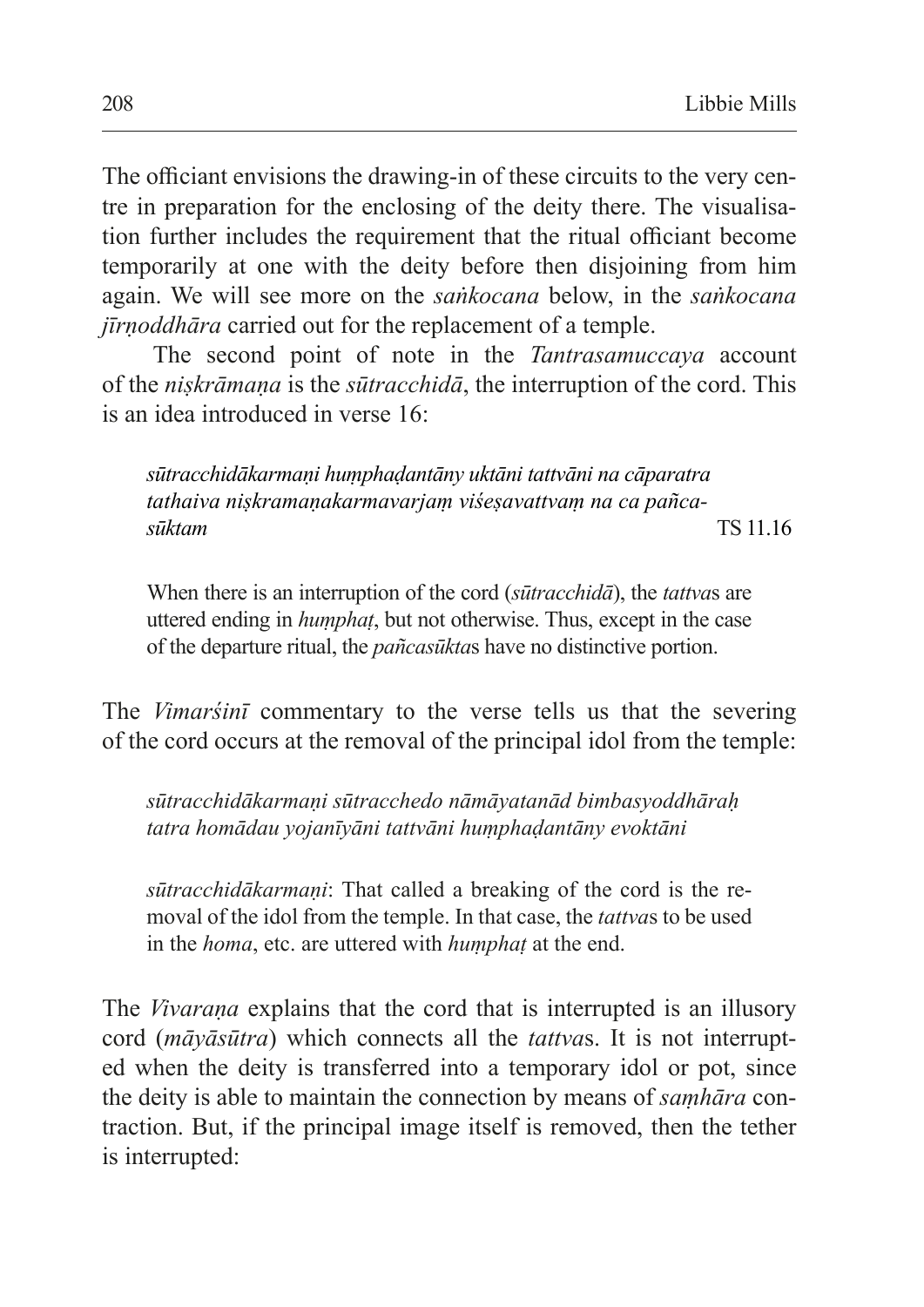The officiant envisions the drawing-in of these circuits to the very centre in preparation for the enclosing of the deity there. The visualisation further includes the requirement that the ritual officiant become temporarily at one with the deity before then disjoining from him again. We will see more on the *saṅkocana* below, in the *saṅkocana jīrṇoddhāra* carried out for the replacement of a temple.

The second point of note in the *Tantrasamuccaya* account of the *niṣkrāmaṇa* is the *sūtracchidā*, the interruption of the cord. This is an idea introduced in verse 16:

> *sūtracchidākarmaṇi huṃphaḍantāny uktāni tattvāni na cāparatra tathaiva niṣkramaṇakarmavarjaṃ viśeṣavattvaṃ na ca pañcasūktam* TS 11.16
>
> When there is an interruption of the cord (*sūtracchidā*), the *tattva*s are uttered ending in *huṃphaṭ*, but not otherwise. Thus, except in the case of the departure ritual, the *pañcasūkta*s have no distinctive portion.

The *Vimarśinī* commentary to the verse tells us that the severing of the cord occurs at the removal of the principal idol from the temple:

> *sūtracchidākarmaṇi sūtracchedo nāmāyatanād bimbasyoddhāraḥ tatra homādau yojanīyāni tattvāni huṃphaḍantāny evoktāni*
>
> *sūtracchidākarmaṇi*: That called a breaking of the cord is the removal of the idol from the temple. In that case, the *tattva*s to be used in the *homa*, etc. are uttered with *huṃphaṭ* at the end.

The *Vivaraṇa* explains that the cord that is interrupted is an illusory cord (*māyāsūtra*) which connects all the *tattva*s. It is not interrupted when the deity is transferred into a temporary idol or pot, since the deity is able to maintain the connection by means of *saṃhāra* contraction. But, if the principal image itself is removed, then the tether is interrupted: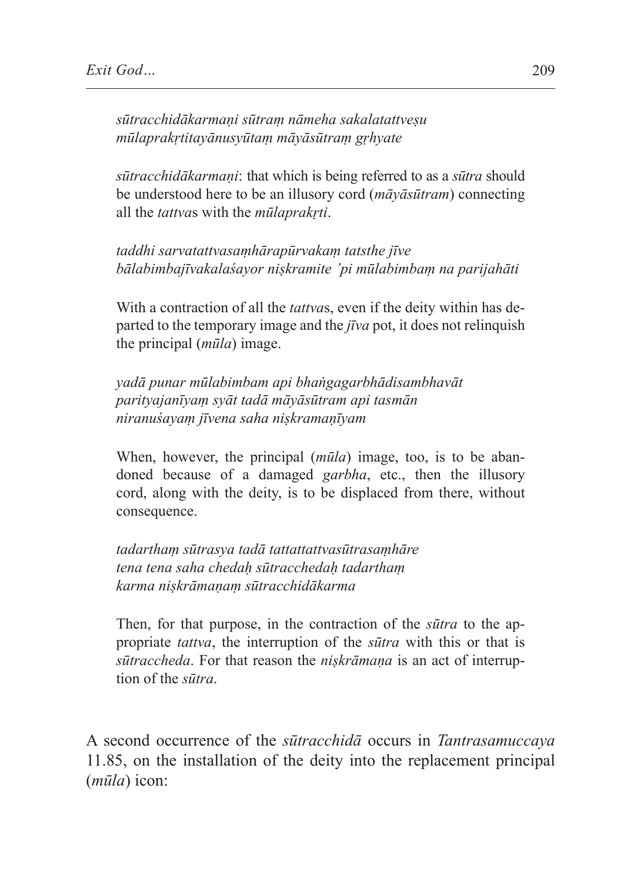*sūtracchidākarmaṇi sūtraṃ nāmeha sakalatattveṣu mūlaprakṛtitayānusyūtaṃ māyāsūtraṃ gṛhyate*

*sūtracchidākarmaṇi*: that which is being referred to as a *sūtra* should be understood here to be an illusory cord (*māyāsūtram*) connecting all the *tattva*s with the *mūlaprakṛti*.

*taddhi sarvatattvasaṃhārapūrvakaṃ tatsthe jīve bālabimbajīvakalaśayor niṣkramite 'pi mūlabimbaṃ na parijahāti*

With a contraction of all the *tattva*s, even if the deity within has departed to the temporary image and the *jīva* pot, it does not relinquish the principal (*mūla*) image.

*yadā punar mūlabimbam api bhaṅgagarbhādisambhavāt parityajanīyaṃ syāt tadā māyāsūtram api tasmān niranuśayaṃ jīvena saha niṣkramaṇīyam*

When, however, the principal (*mūla*) image, too, is to be abandoned because of a damaged *garbha*, etc., then the illusory cord, along with the deity, is to be displaced from there, without consequence.

*tadarthaṃ sūtrasya tadā tattattattvasūtrasaṃhāre tena tena saha chedaḥ sūtracchedaḥ tadarthaṃ karma niṣkrāmaṇaṃ sūtracchidākarma*

Then, for that purpose, in the contraction of the *sūtra* to the appropriate *tattva*, the interruption of the *sūtra* with this or that is *sūtraccheda*. For that reason the *niṣkrāmaṇa* is an act of interruption of the *sūtra*.

A second occurrence of the *sūtracchidā* occurs in *Tantrasamuccaya* 11.85, on the installation of the deity into the replacement principal (*mūla*) icon: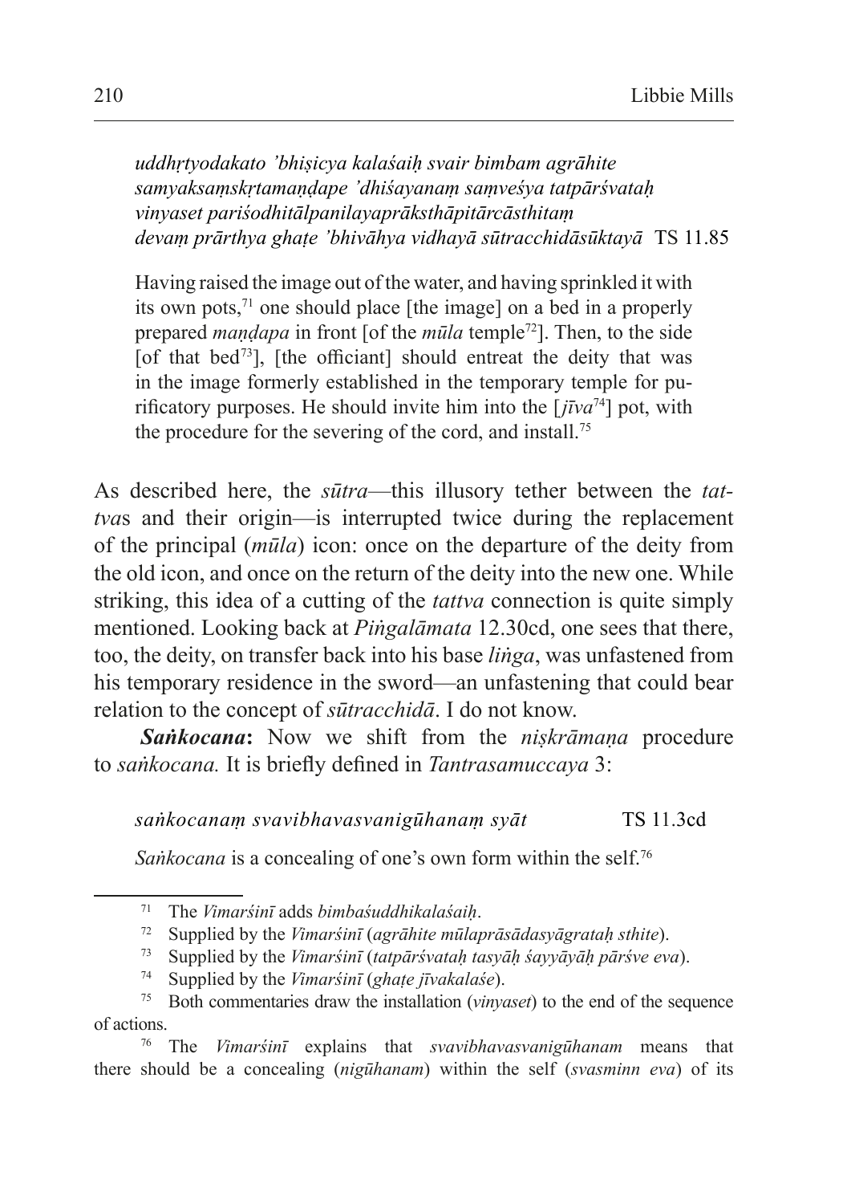*uddhṛtyodakato 'bhiṣicya kalaśaiḥ svair bimbam agrāhite*
*samyaksaṃskṛtamaṇḍape 'dhiśayanaṃ saṃveśya tatpārśvataḥ*
*vinyaset pariśodhitālpanilayaprāksthāpitārcāsthitaṃ*
*devaṃ prārthya ghaṭe 'bhivāhya vidhayā sūtracchidāsūktayā* TS 11.85

Having raised the image out of the water, and having sprinkled it with its own pots,[71] one should place [the image] on a bed in a properly prepared *maṇḍapa* in front [of the *mūla* temple[72]]. Then, to the side [of that bed[73]], [the officiant] should entreat the deity that was in the image formerly established in the temporary temple for purificatory purposes. He should invite him into the [*jīva*[74]] pot, with the procedure for the severing of the cord, and install.[75]

As described here, the *sūtra*—this illusory tether between the *tattva*s and their origin—is interrupted twice during the replacement of the principal (*mūla*) icon: once on the departure of the deity from the old icon, and once on the return of the deity into the new one. While striking, this idea of a cutting of the *tattva* connection is quite simply mentioned. Looking back at *Piṅgalāmata* 12.30cd, one sees that there, too, the deity, on transfer back into his base *liṅga*, was unfastened from his temporary residence in the sword—an unfastening that could bear relation to the concept of *sūtracchidā*. I do not know.

***Saṅkocana*:** Now we shift from the *niṣkrāmaṇa* procedure to *saṅkocana.* It is briefly defined in *Tantrasamuccaya* 3:

*saṅkocanaṃ svavibhavasvanigūhanaṃ syāt* TS 11.3cd

*Saṅkocana* is a concealing of one's own form within the self.[76]

---

[71] The *Vimarśinī* adds *bimbaśuddhikalaśaiḥ*.

[72] Supplied by the *Vimarśinī* (*agrāhite mūlaprāsādasyāgrataḥ sthite*).

[73] Supplied by the *Vimarśinī* (*tatpārśvataḥ tasyāḥ śayyāyāḥ pārśve eva*).

[74] Supplied by the *Vimarśinī* (*ghaṭe jīvakalaśe*).

[75] Both commentaries draw the installation (*vinyaset*) to the end of the sequence of actions.

[76] The *Vimarśinī* explains that *svavibhavasvanigūhanam* means that there should be a concealing (*nigūhanam*) within the self (*svasminn eva*) of its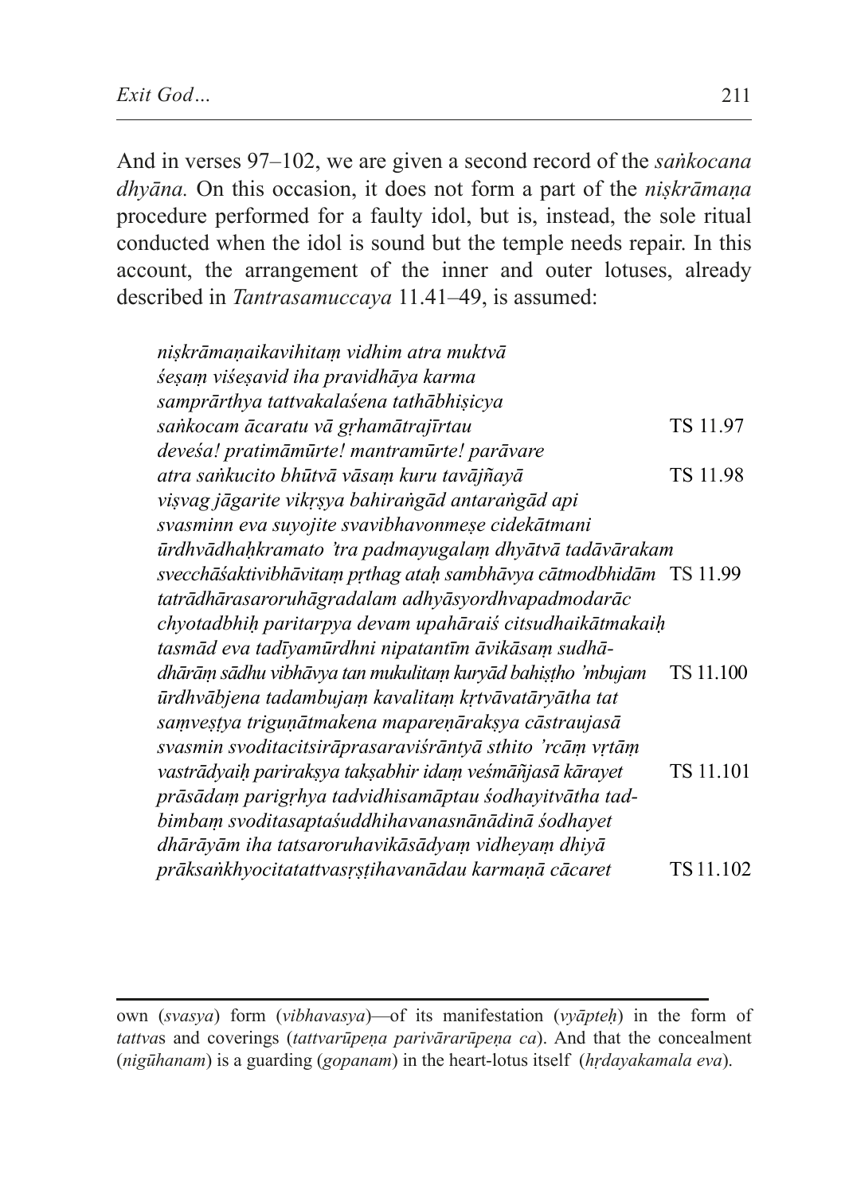And in verses 97–102, we are given a second record of the *saṅkocana dhyāna.* On this occasion, it does not form a part of the *niṣkrāmaṇa* procedure performed for a faulty idol, but is, instead, the sole ritual conducted when the idol is sound but the temple needs repair. In this account, the arrangement of the inner and outer lotuses, already described in *Tantrasamuccaya* 11.41–49, is assumed:

> *niṣkrāmaṇaikavihitaṃ vidhim atra muktvā*
> *śeṣaṃ viśeṣavid iha pravidhāya karma*
> *samprārthya tattvakalaśena tathābhiṣicya*
> *saṅkocam ācaratu vā gṛhamātrajīrtau* TS 11.97
> *deveśa! pratimāmūrte! mantramūrte! parāvare*
> *atra saṅkucito bhūtvā vāsaṃ kuru tavājñayā* TS 11.98
> *viṣvag jāgarite vikṛṣya bahiraṅgād antaraṅgād api*
> *svasminn eva suyojite svavibhavonmeṣe cidekātmani*
> *ūrdhvādhaḥkramato 'tra padmayugalaṃ dhyātvā tadāvārakam*
> *svecchāśaktivibhāvitaṃ pṛthag ataḥ sambhāvya cātmodbhidām* TS 11.99
> *tatrādhārasaroruhāgradalam adhyāsyordhvapadmodarāc*
> *chyotadbhiḥ paritarpya devam upahāraiś citsudhaikātmakaiḥ*
> *tasmād eva tadīyamūrdhni nipatantīm āvikāsaṃ sudhā-*
> *dhārāṃ sādhu vibhāvya tan mukulitaṃ kuryād bahiṣṭho 'mbujam* TS 11.100
> *ūrdhvābjena tadambujaṃ kavalitaṃ kṛtvāvatāryātha tat*
> *saṃveṣṭya triguṇātmakena mapareṇārakṣya cāstraujasā*
> *svasmin svoditacitsirāprasaraviśrāntyā sthito 'rcāṃ vṛtāṃ*
> *vastrādyaiḥ parirakṣya takṣabhir idaṃ veśmāñjasā kārayet* TS 11.101
> *prāsādaṃ parigṛhya tadvidhisamāptau śodhayitvātha tad-*
> *bimbaṃ svoditasaptaśuddhihavanasnānādinā śodhayet*
> *dhārāyām iha tatsaroruhavikāsādyaṃ vidheyaṃ dhiyā*
> *prāksaṅkhyocitatattvasṛṣṭihavanādau karmaṇā cācaret* TS 11.102

---

own (*svasya*) form (*vibhavasya*)—of its manifestation (*vyāpteḥ*) in the form of *tattva*s and coverings (*tattvarūpeṇa parivārarūpeṇa ca*). And that the concealment (*nigūhanam*) is a guarding (*gopanam*) in the heart-lotus itself (*hṛdayakamala eva*).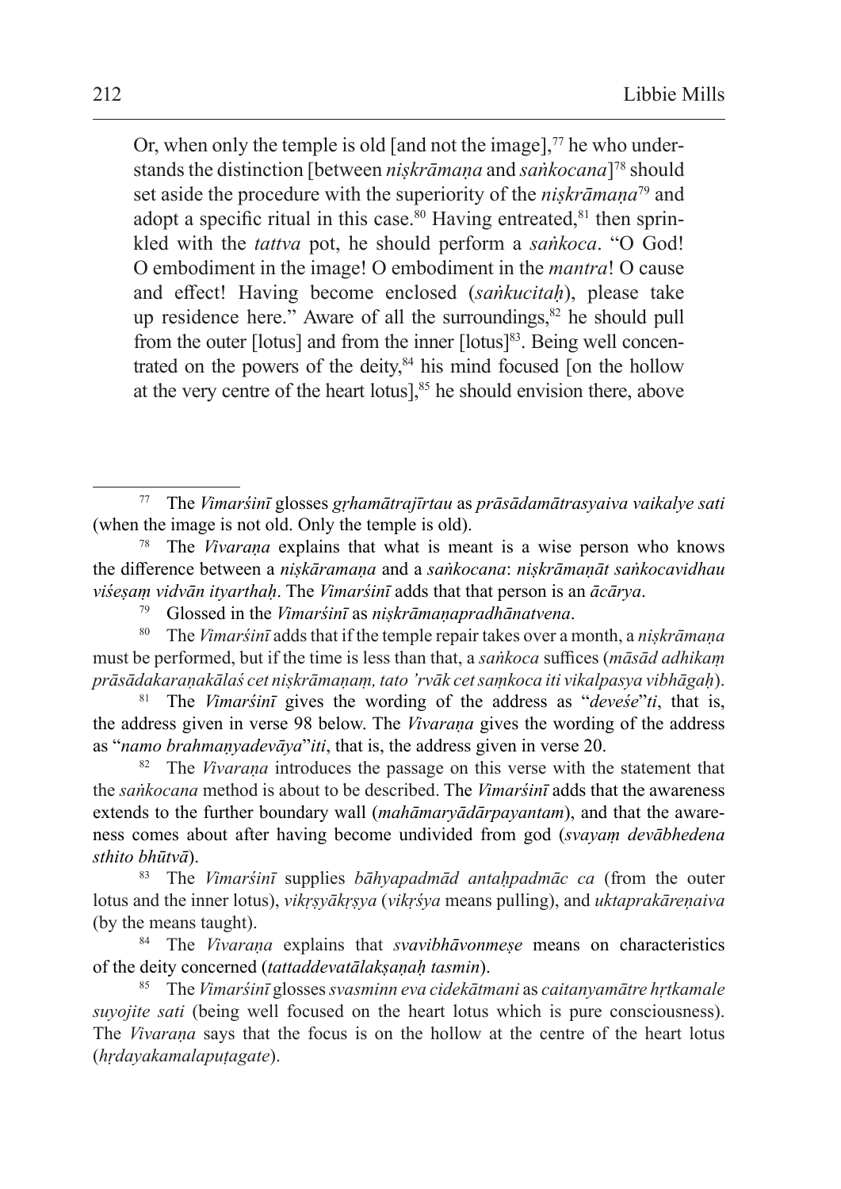Or, when only the temple is old [and not the image],[77] he who understands the distinction [between *niṣkrāmaṇa* and *saṅkocana*][78] should set aside the procedure with the superiority of the *niṣkrāmaṇa*[79] and adopt a specific ritual in this case.[80] Having entreated,[81] then sprinkled with the *tattva* pot, he should perform a *saṅkoca*. "O God! O embodiment in the image! O embodiment in the *mantra*! O cause and effect! Having become enclosed (*saṅkucitaḥ*), please take up residence here." Aware of all the surroundings,[82] he should pull from the outer [lotus] and from the inner [lotus][83]. Being well concentrated on the powers of the deity,[84] his mind focused [on the hollow at the very centre of the heart lotus],[85] he should envision there, above

---

[77] The *Vimarśinī* glosses *gṛhamātrajīrtau* as *prāsādamātrasyaiva vaikalye sati* (when the image is not old. Only the temple is old).

[78] The *Vivaraṇa* explains that what is meant is a wise person who knows the difference between a *niṣkāramaṇa* and a *saṅkocana*: *niṣkrāmaṇāt saṅkocavidhau viśeṣaṃ vidvān ityarthaḥ*. The *Vimarśinī* adds that that person is an *ācārya*.

[79] Glossed in the *Vimarśinī* as *niṣkrāmaṇapradhānatvena*.

[80] The *Vimarśinī* adds that if the temple repair takes over a month, a *niṣkrāmaṇa* must be performed, but if the time is less than that, a *saṅkoca* suffices (*māsād adhikaṃ prāsādakaraṇakālaś cet niṣkrāmaṇaṃ, tato 'rvāk cet saṃkoca iti vikalpasya vibhāgaḥ*).

[81] The *Vimarśinī* gives the wording of the address as "*deveśe*"*ti*, that is, the address given in verse 98 below. The *Vivaraṇa* gives the wording of the address as "*namo brahmaṇyadevāya*"*iti*, that is, the address given in verse 20.

[82] The *Vivaraṇa* introduces the passage on this verse with the statement that the *saṅkocana* method is about to be described. The *Vimarśinī* adds that the awareness extends to the further boundary wall (*mahāmaryādārpayantam*), and that the awareness comes about after having become undivided from god (*svayaṃ devābhedena sthito bhūtvā*).

[83] The *Vimarśinī* supplies *bāhyapadmād antaḥpadmāc ca* (from the outer lotus and the inner lotus), *vikṛṣyākṛṣya* (*vikṛśya* means pulling), and *uktaprakāreṇaiva* (by the means taught).

[84] The *Vivaraṇa* explains that *svavibhāvonmeṣe* means on characteristics of the deity concerned (*tattaddevatālakṣaṇaḥ tasmin*).

[85] The *Vimarśinī* glosses *svasminn eva cidekātmani* as *caitanyamātre hṛtkamale suyojite sati* (being well focused on the heart lotus which is pure consciousness). The *Vivaraṇa* says that the focus is on the hollow at the centre of the heart lotus (*hṛdayakamalapuṭagate*).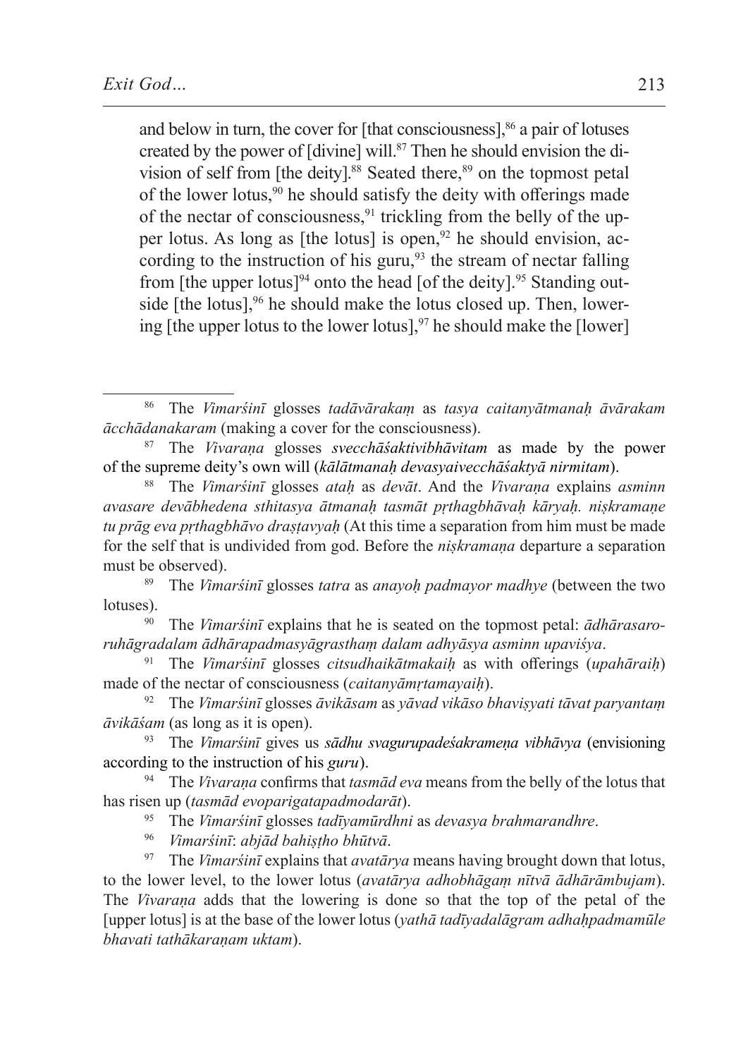and below in turn, the cover for [that consciousness],[86] a pair of lotuses created by the power of [divine] will.[87] Then he should envision the division of self from [the deity].[88] Seated there,[89] on the topmost petal of the lower lotus,[90] he should satisfy the deity with offerings made of the nectar of consciousness,[91] trickling from the belly of the upper lotus. As long as [the lotus] is open,[92] he should envision, according to the instruction of his guru,[93] the stream of nectar falling from [the upper lotus][94] onto the head [of the deity].[95] Standing outside [the lotus],[96] he should make the lotus closed up. Then, lowering [the upper lotus to the lower lotus],[97] he should make the [lower]

---

[86] The *Vimarśinī* glosses *tadāvārakaṃ* as *tasya caitanyātmanaḥ āvārakam ācchādanakaram* (making a cover for the consciousness).

[87] The *Vivaraṇa* glosses *svecchāśaktivibhāvitam* as made by the power of the supreme deity's own will (*kālātmanaḥ devasyaivecchāśaktyā nirmitam*).

[88] The *Vimarśinī* glosses *ataḥ* as *devāt*. And the *Vivaraṇa* explains *asminn avasare devābhedena sthitasya ātmanaḥ tasmāt pṛthagbhāvaḥ kāryaḥ. niṣkramaṇe tu prāg eva pṛthagbhāvo draṣṭavyaḥ* (At this time a separation from him must be made for the self that is undivided from god. Before the *niṣkramaṇa* departure a separation must be observed).

[89] The *Vimarśinī* glosses *tatra* as *anayoḥ padmayor madhye* (between the two lotuses).

[90] The *Vimarśinī* explains that he is seated on the topmost petal: *ādhārasaroruhāgradalam ādhārapadmasyāgrasthaṃ dalam adhyāsya asminn upaviśya*.

[91] The *Vimarśinī* glosses *citsudhaikātmakaiḥ* as with offerings (*upahāraiḥ*) made of the nectar of consciousness (*caitanyāmṛtamayaiḥ*).

[92] The *Vimarśinī* glosses *āvikāsam* as *yāvad vikāso bhaviṣyati tāvat paryantaṃ āvikāśam* (as long as it is open).

[93] The *Vimarśinī* gives us *sādhu svagurupadeśakrameṇa vibhāvya* (envisioning according to the instruction of his *guru*).

[94] The *Vivaraṇa* confirms that *tasmād eva* means from the belly of the lotus that has risen up (*tasmād evoparigatapadmodarāt*).

[95] The *Vimarśinī* glosses *tadīyamūrdhni* as *devasya brahmarandhre*.

[96] *Vimarśinī*: *abjād bahiṣṭho bhūtvā*.

[97] The *Vimarśinī* explains that *avatārya* means having brought down that lotus, to the lower level, to the lower lotus (*avatārya adhobhāgaṃ nītvā ādhārāmbujam*). The *Vivaraṇa* adds that the lowering is done so that the top of the petal of the [upper lotus] is at the base of the lower lotus (*yathā tadīyadalāgram adhaḥpadmamūle bhavati tathākaraṇam uktam*).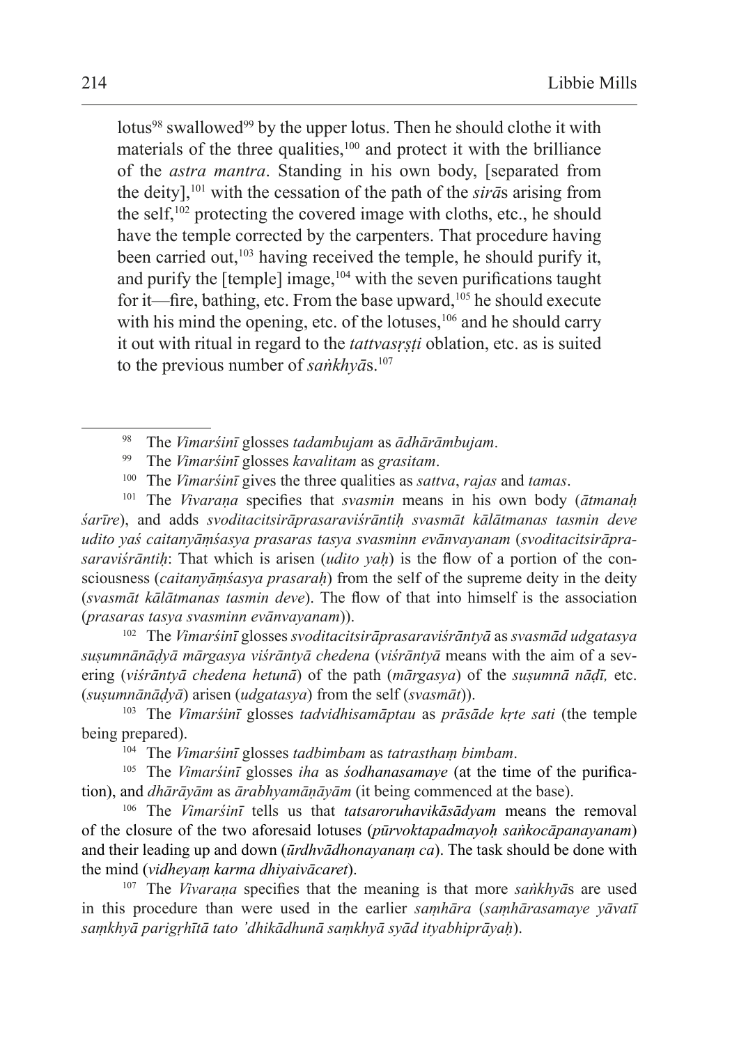lotus[98] swallowed[99] by the upper lotus. Then he should clothe it with materials of the three qualities,[100] and protect it with the brilliance of the *astra mantra*. Standing in his own body, [separated from the deity],[101] with the cessation of the path of the *sirā*s arising from the self,[102] protecting the covered image with cloths, etc., he should have the temple corrected by the carpenters. That procedure having been carried out,[103] having received the temple, he should purify it, and purify the [temple] image,[104] with the seven purifications taught for it—fire, bathing, etc. From the base upward,[105] he should execute with his mind the opening, etc. of the lotuses,[106] and he should carry it out with ritual in regard to the *tattvasṛṣṭi* oblation, etc. as is suited to the previous number of *saṅkhyā*s.[107]

---

[98] The *Vimarśinī* glosses *tadambujam* as *ādhārāmbujam*.

[99] The *Vimarśinī* glosses *kavalitam* as *grasitam*.

[100] The *Vimarśinī* gives the three qualities as *sattva*, *rajas* and *tamas*.

[101] The *Vivaraṇa* specifies that *svasmin* means in his own body (*ātmanaḥ śarīre*), and adds *svoditacitsirāprasaraviśrāntiḥ svasmāt kālātmanas tasmin deve udito yaś caitanyāṃśasya prasaras tasya svasminn evānvayanam* (*svoditacitsirāprasaraviśrāntiḥ*: That which is arisen (*udito yaḥ*) is the flow of a portion of the consciousness (*caitanyāṃśasya prasaraḥ*) from the self of the supreme deity in the deity (*svasmāt kālātmanas tasmin deve*). The flow of that into himself is the association (*prasaras tasya svasminn evānvayanam*)).

[102] The *Vimarśinī* glosses *svoditacitsirāprasaraviśrāntyā* as *svasmād udgatasya suṣumnānāḍyā mārgasya viśrāntyā chedena* (*viśrāntyā* means with the aim of a severing (*viśrāntyā chedena hetunā*) of the path (*mārgasya*) of the *suṣumnā nāḍī,* etc. (*suṣumnānāḍyā*) arisen (*udgatasya*) from the self (*svasmāt*)).

[103] The *Vimarśinī* glosses *tadvidhisamāptau* as *prāsāde kṛte sati* (the temple being prepared).

[104] The *Vimarśinī* glosses *tadbimbam* as *tatrasthaṃ bimbam*.

[105] The *Vimarśinī* glosses *iha* as *śodhanasamaye* (at the time of the purification), and *dhārāyām* as *ārabhyamāṇāyām* (it being commenced at the base).

[106] The *Vimarśinī* tells us that *tatsaroruhavikāsādyam* means the removal of the closure of the two aforesaid lotuses (*pūrvoktapadmayoḥ saṅkocāpanayanam*) and their leading up and down (*ūrdhvādhonayanaṃ ca*). The task should be done with the mind (*vidheyaṃ karma dhiyaivācaret*).

[107] The *Vivaraṇa* specifies that the meaning is that more *saṅkhyā*s are used in this procedure than were used in the earlier *saṃhāra* (*saṃhārasamaye yāvatī saṃkhyā parigṛhītā tato 'dhikādhunā saṃkhyā syād ityabhiprāyaḥ*).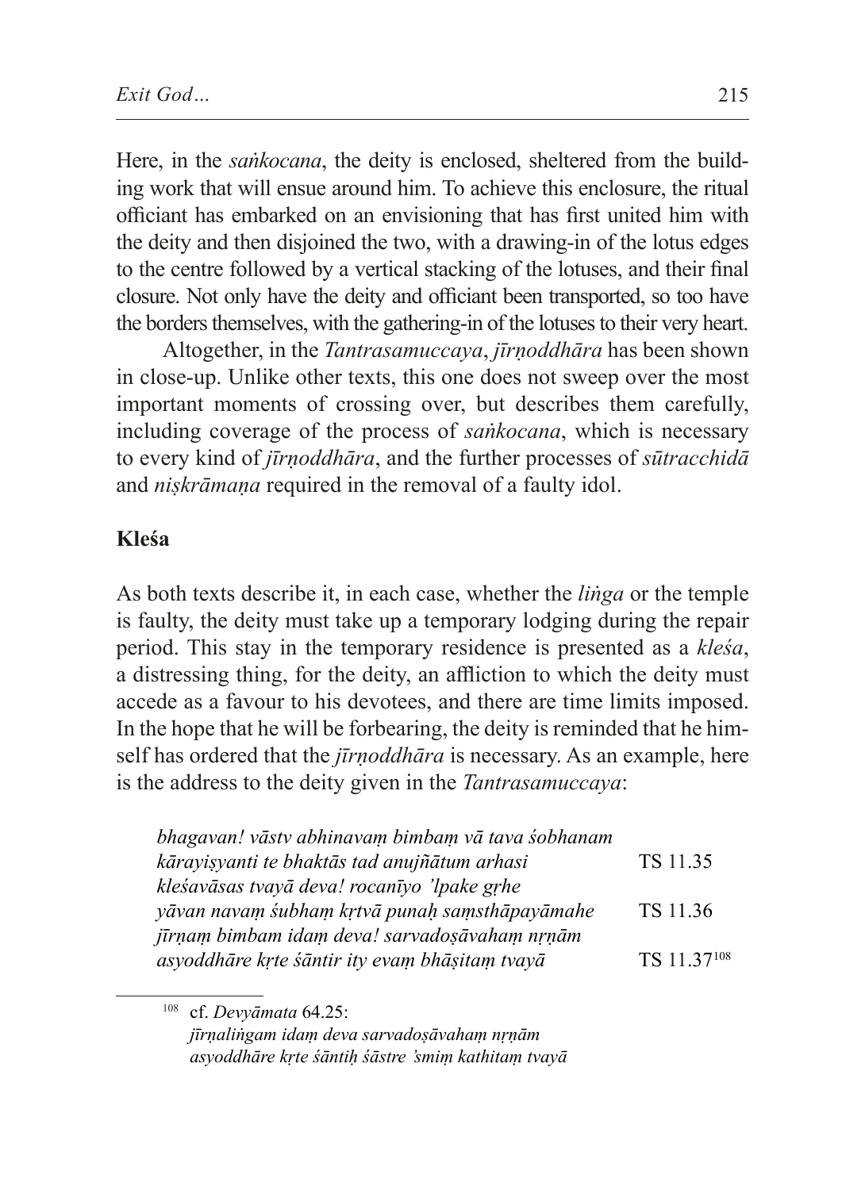Here, in the *saṅkocana*, the deity is enclosed, sheltered from the building work that will ensue around him. To achieve this enclosure, the ritual officiant has embarked on an envisioning that has first united him with the deity and then disjoined the two, with a drawing-in of the lotus edges to the centre followed by a vertical stacking of the lotuses, and their final closure. Not only have the deity and officiant been transported, so too have the borders themselves, with the gathering-in of the lotuses to their very heart.

Altogether, in the *Tantrasamuccaya*, *jīrṇoddhāra* has been shown in close-up. Unlike other texts, this one does not sweep over the most important moments of crossing over, but describes them carefully, including coverage of the process of *saṅkocana*, which is necessary to every kind of *jīrṇoddhāra*, and the further processes of *sūtracchidā* and *niṣkrāmaṇa* required in the removal of a faulty idol.

## Kleśa

As both texts describe it, in each case, whether the *liṅga* or the temple is faulty, the deity must take up a temporary lodging during the repair period. This stay in the temporary residence is presented as a *kleśa*, a distressing thing, for the deity, an affliction to which the deity must accede as a favour to his devotees, and there are time limits imposed. In the hope that he will be forbearing, the deity is reminded that he himself has ordered that the *jīrṇoddhāra* is necessary. As an example, here is the address to the deity given in the *Tantrasamuccaya*:

*bhagavan! vāstv abhinavaṃ bimbaṃ vā tava śobhanam*
*kārayiṣyanti te bhaktās tad anujñātum arhasi* TS 11.35
*kleśavāsas tvayā deva! rocanīyo 'lpake gṛhe*
*yāvan navaṃ śubhaṃ kṛtvā punaḥ saṃsthāpayāmahe* TS 11.36
*jīrṇaṃ bimbam idaṃ deva! sarvadoṣāvahaṃ nṛṇām*
*asyoddhāre kṛte śāntir ity evaṃ bhāṣitaṃ tvayā* TS 11.37[108]

---

[108] cf. *Devyāmata* 64.25:
*jīrṇaliṅgam idaṃ deva sarvadoṣāvahaṃ nṛṇām*
*asyoddhāre kṛte śāntiḥ śāstre 'smiṃ kathitaṃ tvayā*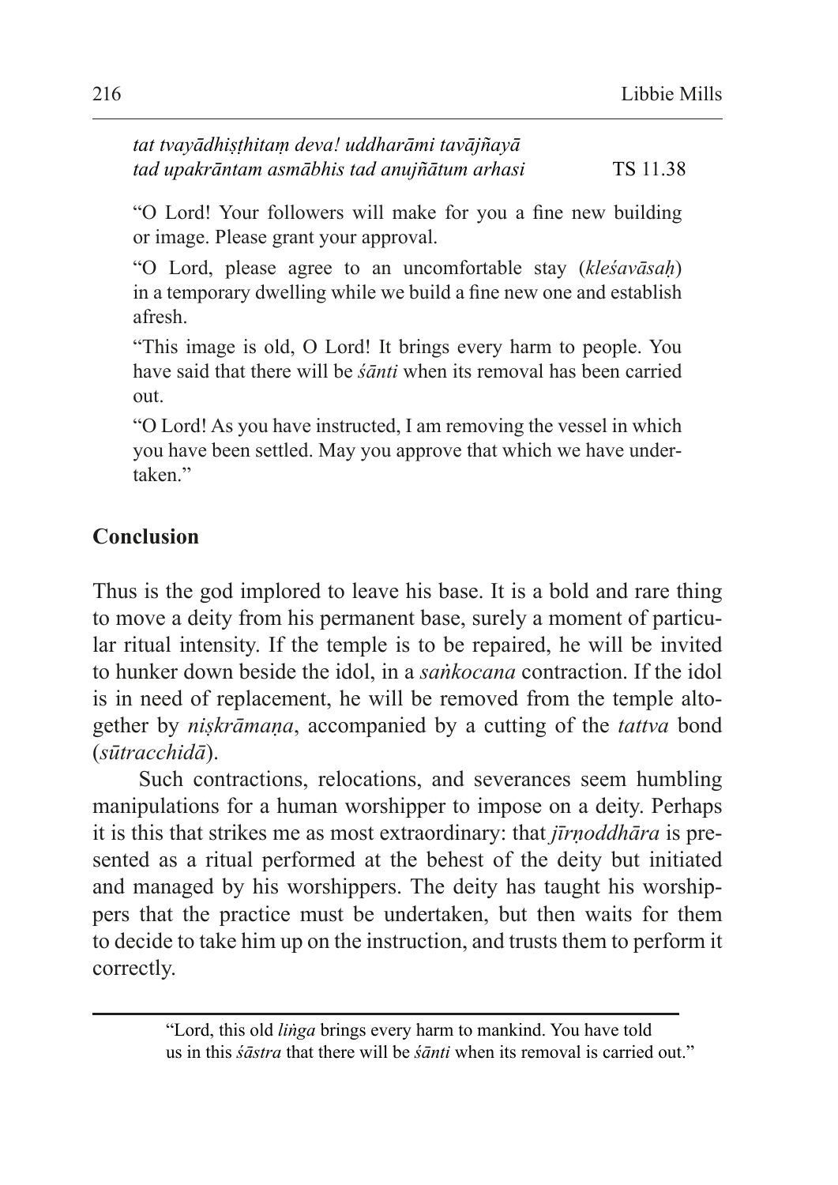*tat tvayādhiṣṭhitaṃ deva! uddharāmi tavājñayā*
*tad upakrāntam asmābhis tad anujñātum arhasi* TS 11.38

"O Lord! Your followers will make for you a fine new building or image. Please grant your approval.

"O Lord, please agree to an uncomfortable stay (*kleśavāsaḥ*) in a temporary dwelling while we build a fine new one and establish afresh.

"This image is old, O Lord! It brings every harm to people. You have said that there will be *śānti* when its removal has been carried out.

"O Lord! As you have instructed, I am removing the vessel in which you have been settled. May you approve that which we have undertaken."

## Conclusion

Thus is the god implored to leave his base. It is a bold and rare thing to move a deity from his permanent base, surely a moment of particular ritual intensity. If the temple is to be repaired, he will be invited to hunker down beside the idol, in a *saṅkocana* contraction. If the idol is in need of replacement, he will be removed from the temple altogether by *niṣkrāmaṇa*, accompanied by a cutting of the *tattva* bond (*sūtracchidā*).

Such contractions, relocations, and severances seem humbling manipulations for a human worshipper to impose on a deity. Perhaps it is this that strikes me as most extraordinary: that *jīrṇoddhāra* is presented as a ritual performed at the behest of the deity but initiated and managed by his worshippers. The deity has taught his worshippers that the practice must be undertaken, but then waits for them to decide to take him up on the instruction, and trusts them to perform it correctly.

---

"Lord, this old *liṅga* brings every harm to mankind. You have told us in this *śāstra* that there will be *śānti* when its removal is carried out."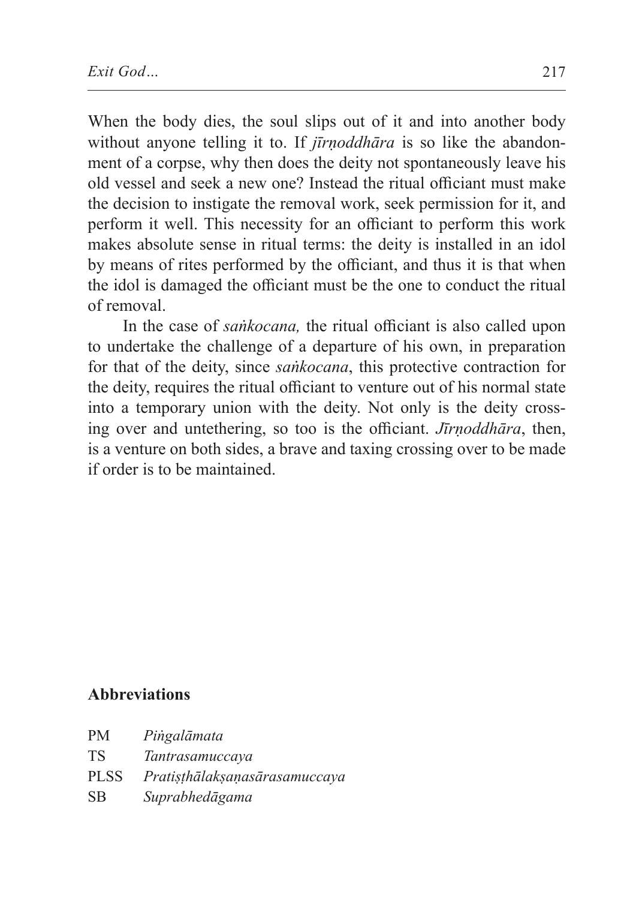When the body dies, the soul slips out of it and into another body without anyone telling it to. If *jīrṇoddhāra* is so like the abandonment of a corpse, why then does the deity not spontaneously leave his old vessel and seek a new one? Instead the ritual officiant must make the decision to instigate the removal work, seek permission for it, and perform it well. This necessity for an officiant to perform this work makes absolute sense in ritual terms: the deity is installed in an idol by means of rites performed by the officiant, and thus it is that when the idol is damaged the officiant must be the one to conduct the ritual of removal.

In the case of *saṅkocana,* the ritual officiant is also called upon to undertake the challenge of a departure of his own, in preparation for that of the deity, since *saṅkocana*, this protective contraction for the deity, requires the ritual officiant to venture out of his normal state into a temporary union with the deity. Not only is the deity crossing over and untethering, so too is the officiant. *Jīrṇoddhāra*, then, is a venture on both sides, a brave and taxing crossing over to be made if order is to be maintained.

## Abbreviations

| | |
|---|---|
| PM | *Piṅgalāmata* |
| TS | *Tantrasamuccaya* |
| PLSS | *Pratiṣṭhālakṣaṇasārasamuccaya* |
| SB | *Suprabhedāgama* |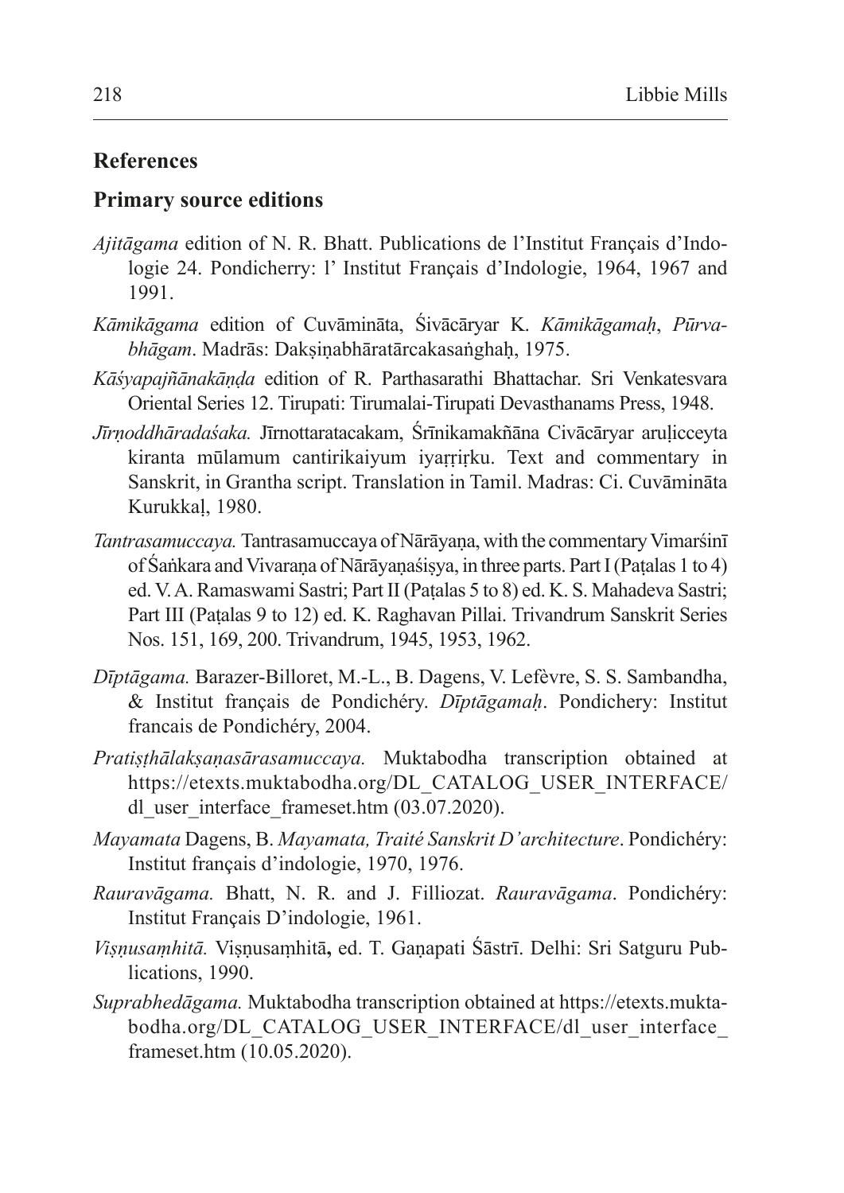## References

### Primary source editions

*Ajitāgama* edition of N. R. Bhatt. Publications de l'Institut Français d'Indologie 24. Pondicherry: l' Institut Français d'Indologie, 1964, 1967 and 1991.

*Kāmikāgama* edition of Cuvāminājta, Śivācāryar K. *Kāmikāgamaḥ*, *Pūrvabhāgam*. Madrās: Dakṣiṇabhāratārcakasaṅghaḥ, 1975.

*Kāśyapajñānakāṇḍa* edition of R. Parthasarathi Bhattachar. Sri Venkatesvara Oriental Series 12. Tirupati: Tirumalai-Tirupati Devasthanams Press, 1948.

*Jīrṇoddhāradaśaka.* Jīrnottaratacakam, Śrīnikamakñāna Civācāryar aruḷicceyta kiranta mūlamum cantirikaiyum iyaṟṟiṟku. Text and commentary in Sanskrit, in Grantha script. Translation in Tamil. Madras: Ci. Cuvāmināta Kurukkaḷ, 1980.

*Tantrasamuccaya.* Tantrasamuccaya of Nārāyaṇa, with the commentary Vimarśinī of Śaṅkara and Vivaraṇa of Nārāyaṇaśiṣya, in three parts. Part I (Paṭalas 1 to 4) ed. V. A. Ramaswami Sastri; Part II (Paṭalas 5 to 8) ed. K. S. Mahadeva Sastri; Part III (Paṭalas 9 to 12) ed. K. Raghavan Pillai. Trivandrum Sanskrit Series Nos. 151, 169, 200. Trivandrum, 1945, 1953, 1962.

*Dīptāgama.* Barazer-Billoret, M.-L., B. Dagens, V. Lefèvre, S. S. Sambandha, & Institut français de Pondichéry. *Dīptāgamaḥ*. Pondichery: Institut francais de Pondichéry, 2004.

*Pratiṣṭhālakṣaṇasārasamuccaya.* Muktabodha transcription obtained at https://etexts.muktabodha.org/DL_CATALOG_USER_INTERFACE/dl_user_interface_frameset.htm (03.07.2020).

*Mayamata* Dagens, B. *Mayamata, Traité Sanskrit D'architecture*. Pondichéry: Institut français d'indologie, 1970, 1976.

*Rauravāgama.* Bhatt, N. R. and J. Filliozat. *Rauravāgama*. Pondichéry: Institut Français D'indologie, 1961.

*Viṣṇusaṃhitā.* Viṣṇusaṃhitā, ed. T. Gaṇapati Śāstrī. Delhi: Sri Satguru Publications, 1990.

*Suprabhedāgama.* Muktabodha transcription obtained at https://etexts.muktabodha.org/DL_CATALOG_USER_INTERFACE/dl_user_interface_frameset.htm (10.05.2020).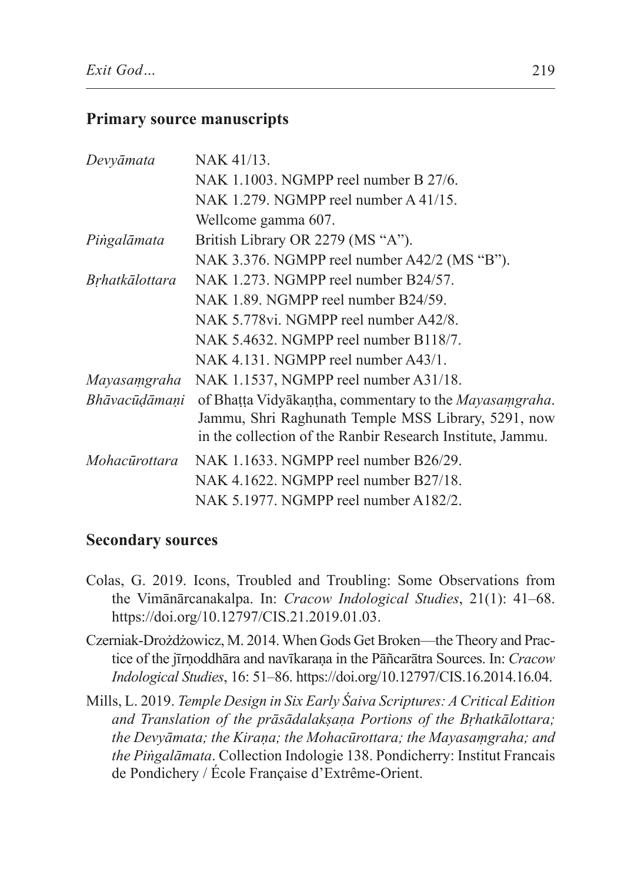## Primary source manuscripts

| | |
|---|---|
| *Devyāmata* | NAK 41/13. |
| | NAK 1.1003. NGMPP reel number B 27/6. |
| | NAK 1.279. NGMPP reel number A 41/15. |
| | Wellcome gamma 607. |
| *Piṅgalāmata* | British Library OR 2279 (MS "A"). |
| | NAK 3.376. NGMPP reel number A42/2 (MS "B"). |
| *Bṛhatkālottara* | NAK 1.273. NGMPP reel number B24/57. |
| | NAK 1.89. NGMPP reel number B24/59. |
| | NAK 5.778vi. NGMPP reel number A42/8. |
| | NAK 5.4632. NGMPP reel number B118/7. |
| | NAK 4.131. NGMPP reel number A43/1. |
| *Mayasaṃgraha* | NAK 1.1537, NGMPP reel number A31/18. |
| *Bhāvacūḍāmaṇi* | of Bhaṭṭa Vidyākaṇṭha, commentary to the *Mayasaṃgraha*. Jammu, Shri Raghunath Temple MSS Library, 5291, now in the collection of the Ranbir Research Institute, Jammu. |
| *Mohacūrottara* | NAK 1.1633. NGMPP reel number B26/29. |
| | NAK 4.1622. NGMPP reel number B27/18. |
| | NAK 5.1977. NGMPP reel number A182/2. |

## Secondary sources

Colas, G. 2019. Icons, Troubled and Troubling: Some Observations from the Vimānārcanakalpa. In: *Cracow Indological Studies*, 21(1): 41–68. https://doi.org/10.12797/CIS.21.2019.01.03.

Czerniak-Drożdżowicz, M. 2014. When Gods Get Broken—the Theory and Practice of the jīrṇoddhāra and navīkaraṇa in the Pāñcarātra Sources. In: *Cracow Indological Studies*, 16: 51–86. https://doi.org/10.12797/CIS.16.2014.16.04.

Mills, L. 2019. *Temple Design in Six Early Śaiva Scriptures: A Critical Edition and Translation of the prāsādalakṣaṇa Portions of the Bṛhatkālottara; the Devyāmata; the Kiraṇa; the Mohacūrottara; the Mayasaṃgraha; and the Piṅgalāmata*. Collection Indologie 138. Pondicherry: Institut Francais de Pondichery / École Française d'Extrême-Orient.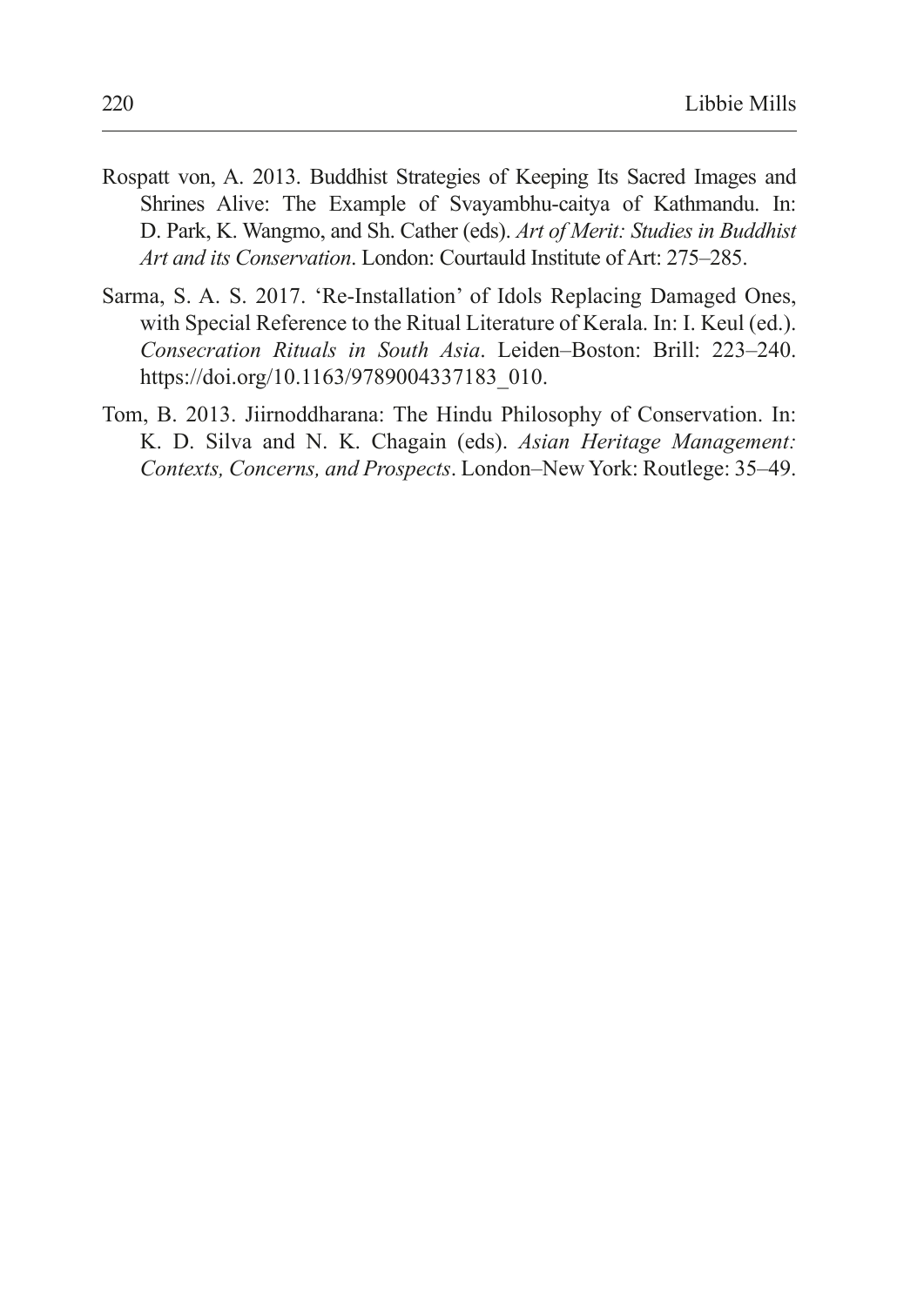Rospatt von, A. 2013. Buddhist Strategies of Keeping Its Sacred Images and Shrines Alive: The Example of Svayambhu-caitya of Kathmandu. In: D. Park, K. Wangmo, and Sh. Cather (eds). *Art of Merit: Studies in Buddhist Art and its Conservation*. London: Courtauld Institute of Art: 275–285.

Sarma, S. A. S. 2017. 'Re-Installation' of Idols Replacing Damaged Ones, with Special Reference to the Ritual Literature of Kerala. In: I. Keul (ed.). *Consecration Rituals in South Asia*. Leiden–Boston: Brill: 223–240. https://doi.org/10.1163/9789004337183_010.

Tom, B. 2013. Jiirnoddharana: The Hindu Philosophy of Conservation. In: K. D. Silva and N. K. Chagain (eds). *Asian Heritage Management: Contexts, Concerns, and Prospects*. London–New York: Routlege: 35–49.